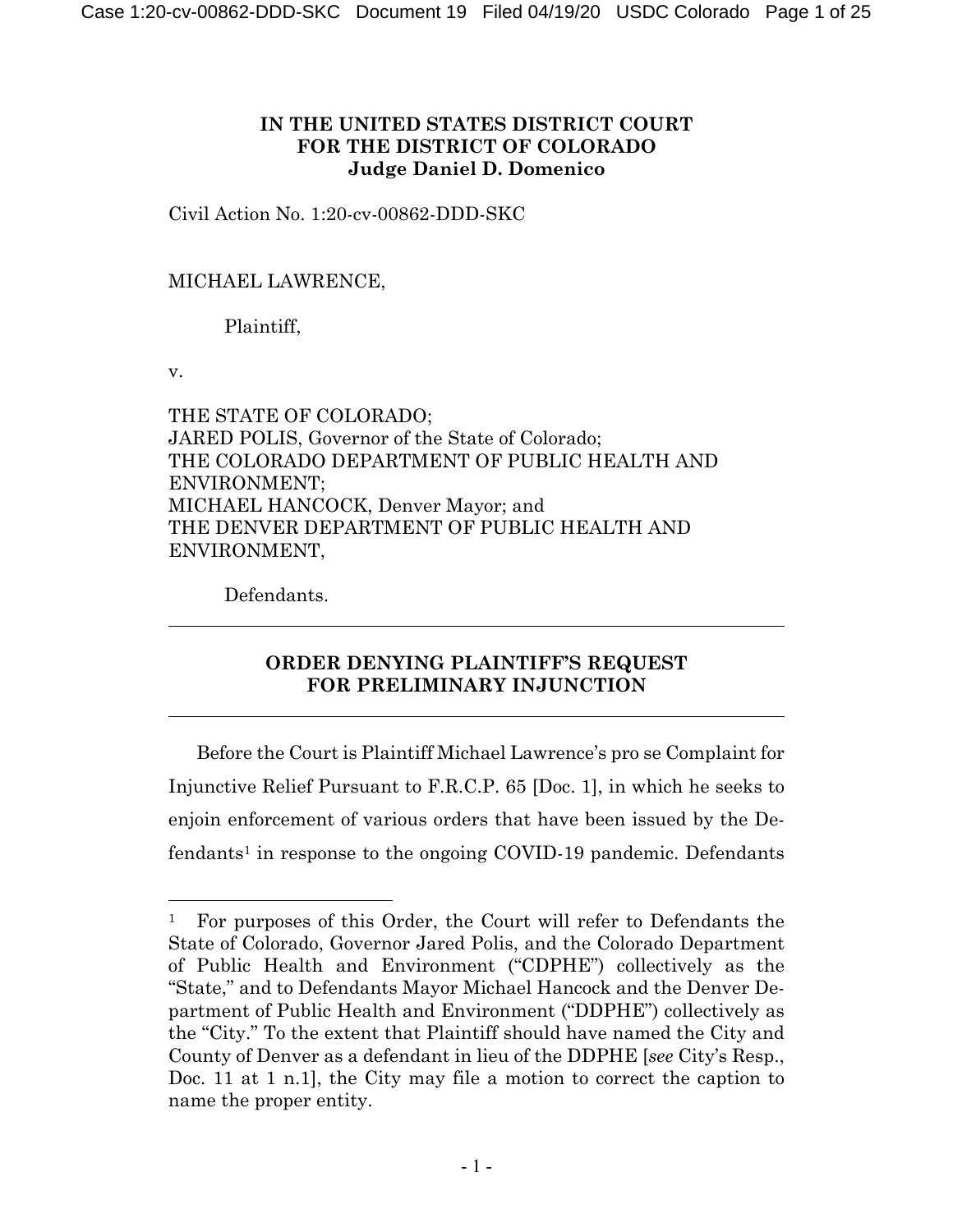**IN THE UNITED STATES DISTRICT COURT FOR THE DISTRICT OF COLORADO**
**Judge Daniel D. Domenico**

Civil Action No. 1:20-cv-00862-DDD-SKC

MICHAEL LAWRENCE,

Plaintiff,

v.

THE STATE OF COLORADO;
JARED POLIS, Governor of the State of Colorado;
THE COLORADO DEPARTMENT OF PUBLIC HEALTH AND ENVIRONMENT;
MICHAEL HANCOCK, Denver Mayor; and
THE DENVER DEPARTMENT OF PUBLIC HEALTH AND ENVIRONMENT,

Defendants.

---

**ORDER DENYING PLAINTIFF'S REQUEST FOR PRELIMINARY INJUNCTION**

---

Before the Court is Plaintiff Michael Lawrence's pro se Complaint for Injunctive Relief Pursuant to F.R.C.P. 65 [Doc. 1], in which he seeks to enjoin enforcement of various orders that have been issued by the Defendants[1] in response to the ongoing COVID-19 pandemic. Defendants

---

[1] For purposes of this Order, the Court will refer to Defendants the State of Colorado, Governor Jared Polis, and the Colorado Department of Public Health and Environment ("CDPHE") collectively as the "State," and to Defendants Mayor Michael Hancock and the Denver Department of Public Health and Environment ("DDPHE") collectively as the "City." To the extent that Plaintiff should have named the City and County of Denver as a defendant in lieu of the DDPHE [*see* City's Resp., Doc. 11 at 1 n.1], the City may file a motion to correct the caption to name the proper entity.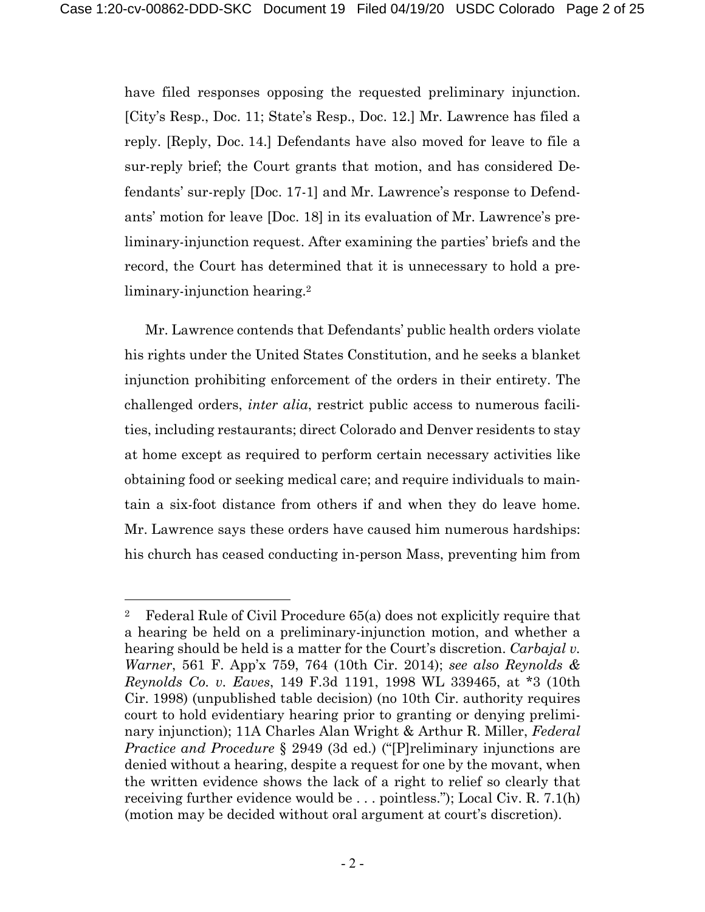have filed responses opposing the requested preliminary injunction. [City's Resp., Doc. 11; State's Resp., Doc. 12.] Mr. Lawrence has filed a reply. [Reply, Doc. 14.] Defendants have also moved for leave to file a sur-reply brief; the Court grants that motion, and has considered Defendants' sur-reply [Doc. 17-1] and Mr. Lawrence's response to Defendants' motion for leave [Doc. 18] in its evaluation of Mr. Lawrence's preliminary-injunction request. After examining the parties' briefs and the record, the Court has determined that it is unnecessary to hold a preliminary-injunction hearing.[2]

Mr. Lawrence contends that Defendants' public health orders violate his rights under the United States Constitution, and he seeks a blanket injunction prohibiting enforcement of the orders in their entirety. The challenged orders, *inter alia*, restrict public access to numerous facilities, including restaurants; direct Colorado and Denver residents to stay at home except as required to perform certain necessary activities like obtaining food or seeking medical care; and require individuals to maintain a six-foot distance from others if and when they do leave home. Mr. Lawrence says these orders have caused him numerous hardships: his church has ceased conducting in-person Mass, preventing him from

---

[2] Federal Rule of Civil Procedure 65(a) does not explicitly require that a hearing be held on a preliminary-injunction motion, and whether a hearing should be held is a matter for the Court's discretion. *Carbajal v. Warner*, 561 F. App'x 759, 764 (10th Cir. 2014); *see also Reynolds & Reynolds Co. v. Eaves*, 149 F.3d 1191, 1998 WL 339465, at *3 (10th Cir. 1998) (unpublished table decision) (no 10th Cir. authority requires court to hold evidentiary hearing prior to granting or denying preliminary injunction); 11A Charles Alan Wright & Arthur R. Miller, *Federal Practice and Procedure* § 2949 (3d ed.) ("[P]reliminary injunctions are denied without a hearing, despite a request for one by the movant, when the written evidence shows the lack of a right to relief so clearly that receiving further evidence would be . . . pointless."); Local Civ. R. 7.1(h) (motion may be decided without oral argument at court's discretion).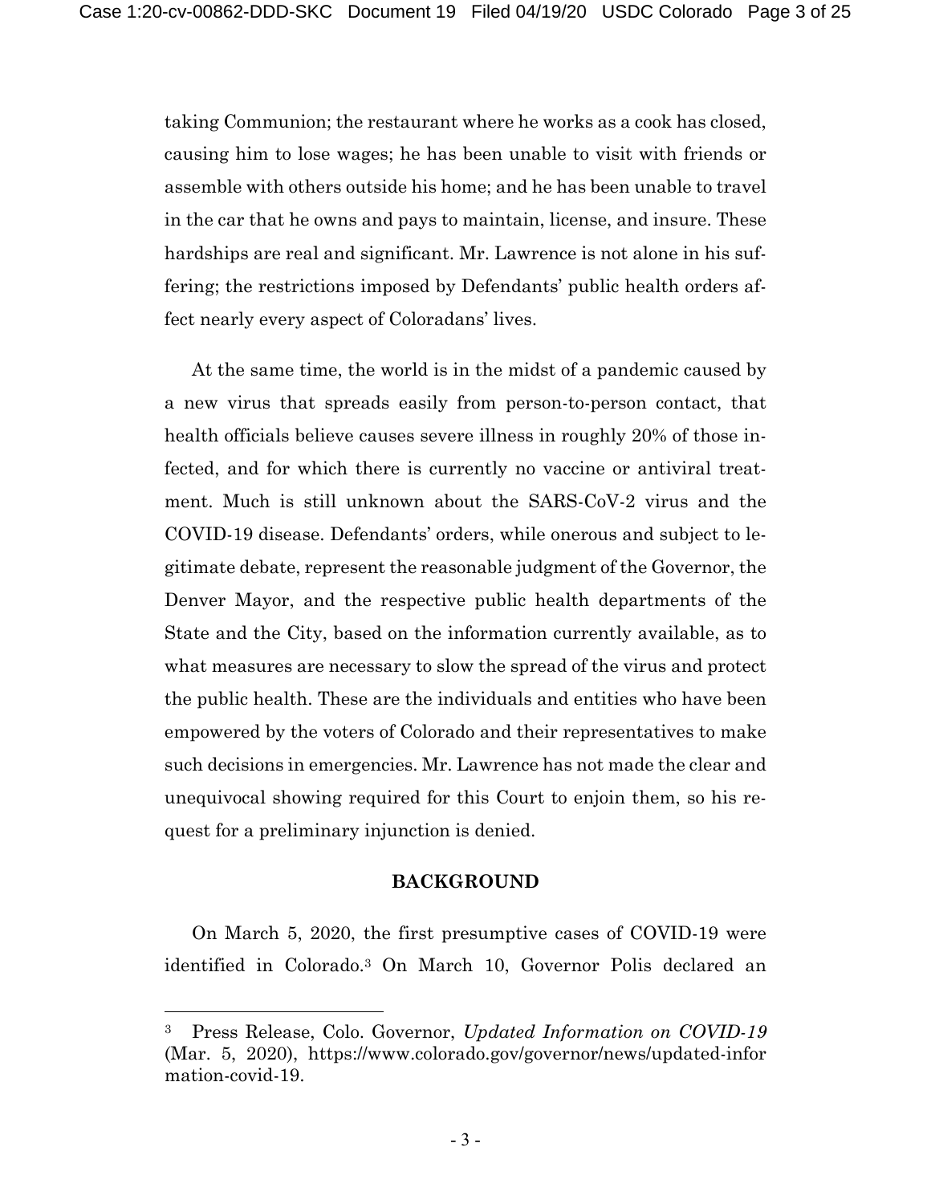taking Communion; the restaurant where he works as a cook has closed, causing him to lose wages; he has been unable to visit with friends or assemble with others outside his home; and he has been unable to travel in the car that he owns and pays to maintain, license, and insure. These hardships are real and significant. Mr. Lawrence is not alone in his suffering; the restrictions imposed by Defendants' public health orders affect nearly every aspect of Coloradans' lives.

At the same time, the world is in the midst of a pandemic caused by a new virus that spreads easily from person-to-person contact, that health officials believe causes severe illness in roughly 20% of those infected, and for which there is currently no vaccine or antiviral treatment. Much is still unknown about the SARS-CoV-2 virus and the COVID-19 disease. Defendants' orders, while onerous and subject to legitimate debate, represent the reasonable judgment of the Governor, the Denver Mayor, and the respective public health departments of the State and the City, based on the information currently available, as to what measures are necessary to slow the spread of the virus and protect the public health. These are the individuals and entities who have been empowered by the voters of Colorado and their representatives to make such decisions in emergencies. Mr. Lawrence has not made the clear and unequivocal showing required for this Court to enjoin them, so his request for a preliminary injunction is denied.

## BACKGROUND

On March 5, 2020, the first presumptive cases of COVID-19 were identified in Colorado.[3] On March 10, Governor Polis declared an

---

[3] Press Release, Colo. Governor, *Updated Information on COVID-19* (Mar. 5, 2020), https://www.colorado.gov/governor/news/updated-information-covid-19.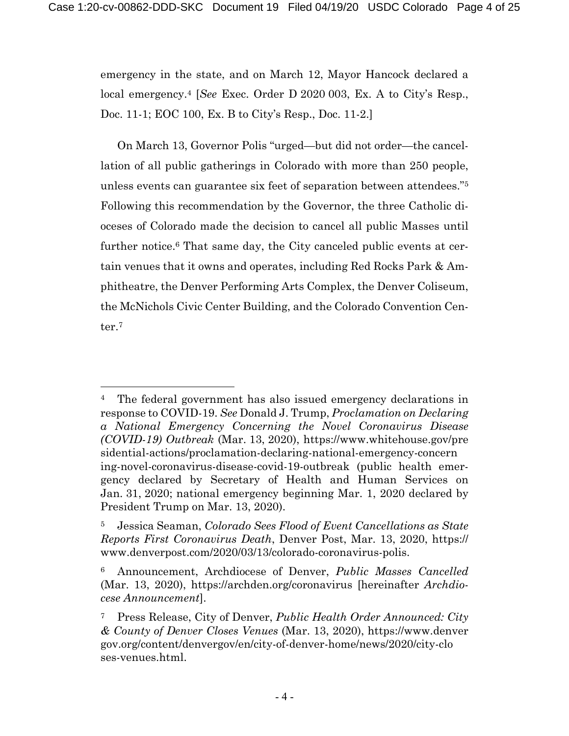emergency in the state, and on March 12, Mayor Hancock declared a local emergency.[4] [*See* Exec. Order D 2020 003, Ex. A to City's Resp., Doc. 11-1; EOC 100, Ex. B to City's Resp., Doc. 11-2.]

On March 13, Governor Polis "urged—but did not order—the cancellation of all public gatherings in Colorado with more than 250 people, unless events can guarantee six feet of separation between attendees."[5] Following this recommendation by the Governor, the three Catholic dioceses of Colorado made the decision to cancel all public Masses until further notice.[6] That same day, the City canceled public events at certain venues that it owns and operates, including Red Rocks Park & Amphitheatre, the Denver Performing Arts Complex, the Denver Coliseum, the McNichols Civic Center Building, and the Colorado Convention Center.[7]

---

[4] The federal government has also issued emergency declarations in response to COVID-19. *See* Donald J. Trump, *Proclamation on Declaring a National Emergency Concerning the Novel Coronavirus Disease (COVID-19) Outbreak* (Mar. 13, 2020), https://www.whitehouse.gov/presidential-actions/proclamation-declaring-national-emergency-concerning-novel-coronavirus-disease-covid-19-outbreak (public health emergency declared by Secretary of Health and Human Services on Jan. 31, 2020; national emergency beginning Mar. 1, 2020 declared by President Trump on Mar. 13, 2020).

[5] Jessica Seaman, *Colorado Sees Flood of Event Cancellations as State Reports First Coronavirus Death*, Denver Post, Mar. 13, 2020, https://www.denverpost.com/2020/03/13/colorado-coronavirus-polis.

[6] Announcement, Archdiocese of Denver, *Public Masses Cancelled* (Mar. 13, 2020), https://archden.org/coronavirus [hereinafter *Archdiocese Announcement*].

[7] Press Release, City of Denver, *Public Health Order Announced: City & County of Denver Closes Venues* (Mar. 13, 2020), https://www.denvergov.org/content/denvergov/en/city-of-denver-home/news/2020/city-closes-venues.html.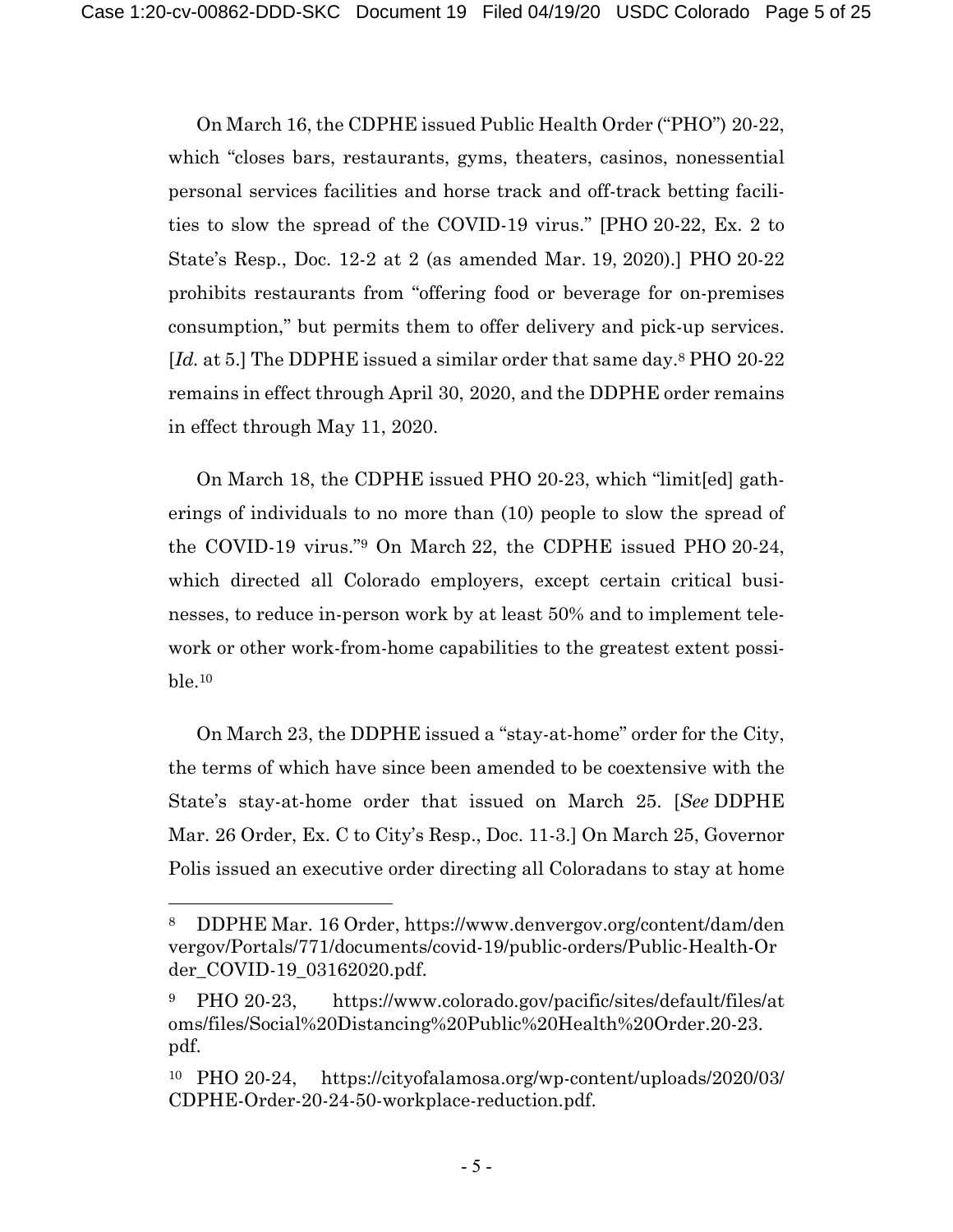On March 16, the CDPHE issued Public Health Order ("PHO") 20-22, which "closes bars, restaurants, gyms, theaters, casinos, nonessential personal services facilities and horse track and off-track betting facilities to slow the spread of the COVID-19 virus." [PHO 20-22, Ex. 2 to State's Resp., Doc. 12-2 at 2 (as amended Mar. 19, 2020).] PHO 20-22 prohibits restaurants from "offering food or beverage for on-premises consumption," but permits them to offer delivery and pick-up services. [*Id.* at 5.] The DDPHE issued a similar order that same day.[8] PHO 20-22 remains in effect through April 30, 2020, and the DDPHE order remains in effect through May 11, 2020.

On March 18, the CDPHE issued PHO 20-23, which "limit[ed] gatherings of individuals to no more than (10) people to slow the spread of the COVID-19 virus."[9] On March 22, the CDPHE issued PHO 20-24, which directed all Colorado employers, except certain critical businesses, to reduce in-person work by at least 50% and to implement telework or other work-from-home capabilities to the greatest extent possible.[10]

On March 23, the DDPHE issued a "stay-at-home" order for the City, the terms of which have since been amended to be coextensive with the State's stay-at-home order that issued on March 25. [*See* DDPHE Mar. 26 Order, Ex. C to City's Resp., Doc. 11-3.] On March 25, Governor Polis issued an executive order directing all Coloradans to stay at home

---

[8] DDPHE Mar. 16 Order, https://www.denvergov.org/content/dam/denvergov/Portals/771/documents/covid-19/public-orders/Public-Health-Order_COVID-19_03162020.pdf.

[9] PHO 20-23, https://www.colorado.gov/pacific/sites/default/files/atoms/files/Social%20Distancing%20Public%20Health%20Order.20-23.pdf.

[10] PHO 20-24, https://cityofalamosa.org/wp-content/uploads/2020/03/CDPHE-Order-20-24-50-workplace-reduction.pdf.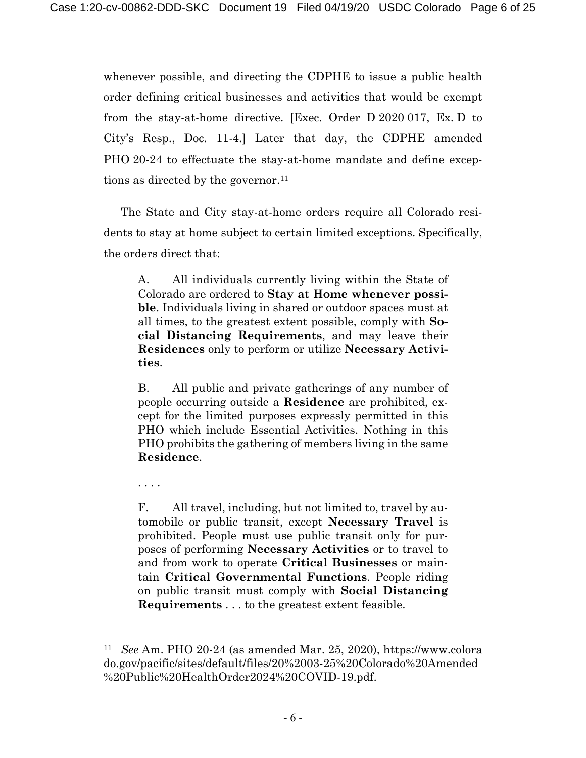whenever possible, and directing the CDPHE to issue a public health order defining critical businesses and activities that would be exempt from the stay-at-home directive. [Exec. Order D 2020 017, Ex. D to City's Resp., Doc. 11-4.] Later that day, the CDPHE amended PHO 20-24 to effectuate the stay-at-home mandate and define exceptions as directed by the governor.[11]

The State and City stay-at-home orders require all Colorado residents to stay at home subject to certain limited exceptions. Specifically, the orders direct that:

> A. All individuals currently living within the State of Colorado are ordered to **Stay at Home whenever possible**. Individuals living in shared or outdoor spaces must at all times, to the greatest extent possible, comply with **Social Distancing Requirements**, and may leave their **Residences** only to perform or utilize **Necessary Activities**.
>
> B. All public and private gatherings of any number of people occurring outside a **Residence** are prohibited, except for the limited purposes expressly permitted in this PHO which include Essential Activities. Nothing in this PHO prohibits the gathering of members living in the same **Residence**.
>
> . . . .
>
> F. All travel, including, but not limited to, travel by automobile or public transit, except **Necessary Travel** is prohibited. People must use public transit only for purposes of performing **Necessary Activities** or to travel to and from work to operate **Critical Businesses** or maintain **Critical Governmental Functions**. People riding on public transit must comply with **Social Distancing Requirements** . . . to the greatest extent feasible.

[11] *See* Am. PHO 20-24 (as amended Mar. 25, 2020), https://www.colorado.gov/pacific/sites/default/files/20%2003-25%20Colorado%20Amended%20Public%20HealthOrder2024%20COVID-19.pdf.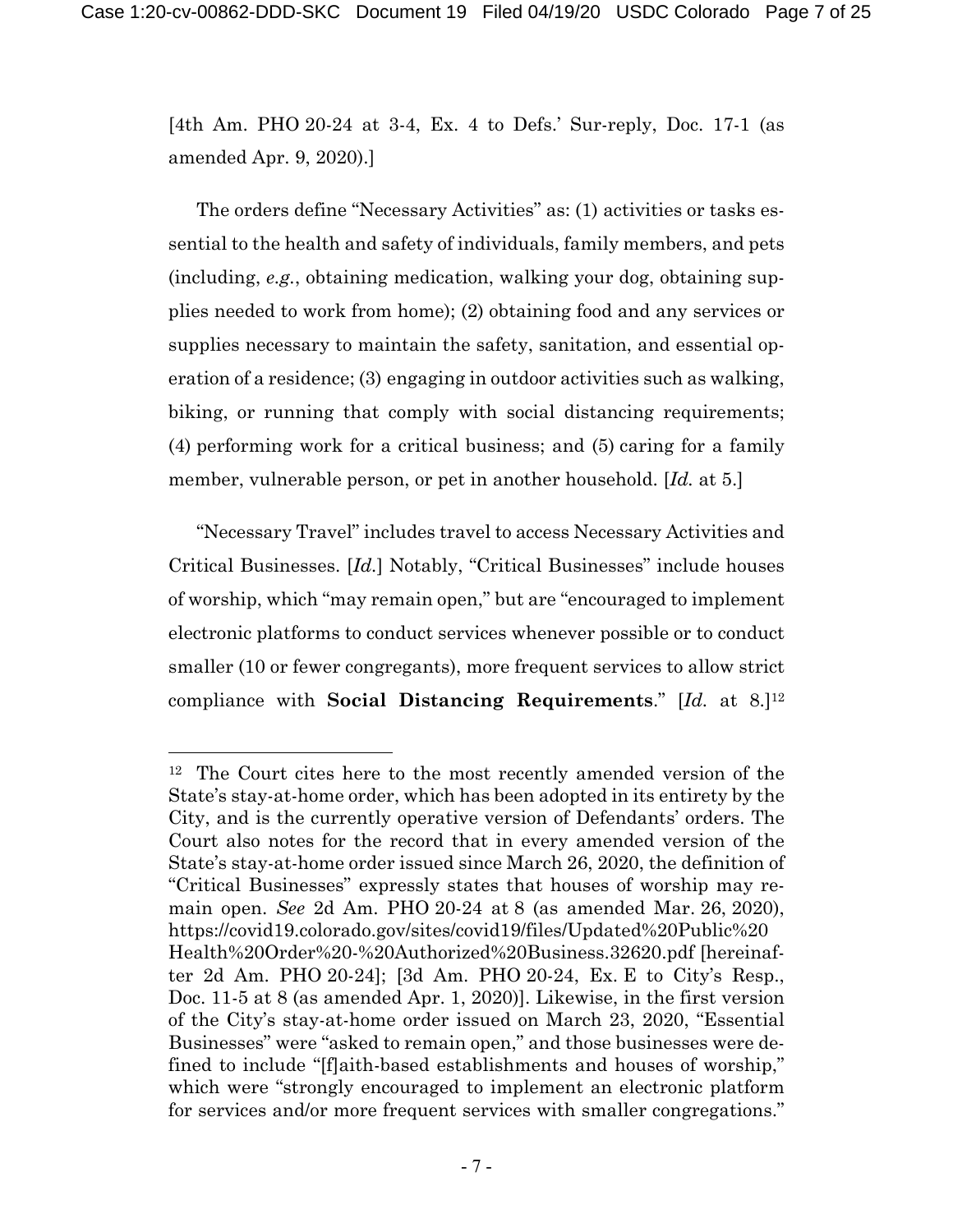[4th Am. PHO 20-24 at 3-4, Ex. 4 to Defs.' Sur-reply, Doc. 17-1 (as amended Apr. 9, 2020).]

The orders define "Necessary Activities" as: (1) activities or tasks essential to the health and safety of individuals, family members, and pets (including, *e.g.*, obtaining medication, walking your dog, obtaining supplies needed to work from home); (2) obtaining food and any services or supplies necessary to maintain the safety, sanitation, and essential operation of a residence; (3) engaging in outdoor activities such as walking, biking, or running that comply with social distancing requirements; (4) performing work for a critical business; and (5) caring for a family member, vulnerable person, or pet in another household. [*Id.* at 5.]

"Necessary Travel" includes travel to access Necessary Activities and Critical Businesses. [*Id.*] Notably, "Critical Businesses" include houses of worship, which "may remain open," but are "encouraged to implement electronic platforms to conduct services whenever possible or to conduct smaller (10 or fewer congregants), more frequent services to allow strict compliance with **Social Distancing Requirements**." [*Id.* at 8.][12]

---

[12] The Court cites here to the most recently amended version of the State's stay-at-home order, which has been adopted in its entirety by the City, and is the currently operative version of Defendants' orders. The Court also notes for the record that in every amended version of the State's stay-at-home order issued since March 26, 2020, the definition of "Critical Businesses" expressly states that houses of worship may remain open. *See* 2d Am. PHO 20-24 at 8 (as amended Mar. 26, 2020), https://covid19.colorado.gov/sites/covid19/files/Updated%20Public%20Health%20Order%20-%20Authorized%20Business.32620.pdf [hereinafter 2d Am. PHO 20-24]; [3d Am. PHO 20-24, Ex. E to City's Resp., Doc. 11-5 at 8 (as amended Apr. 1, 2020)]. Likewise, in the first version of the City's stay-at-home order issued on March 23, 2020, "Essential Businesses" were "asked to remain open," and those businesses were defined to include "[f]aith-based establishments and houses of worship," which were "strongly encouraged to implement an electronic platform for services and/or more frequent services with smaller congregations."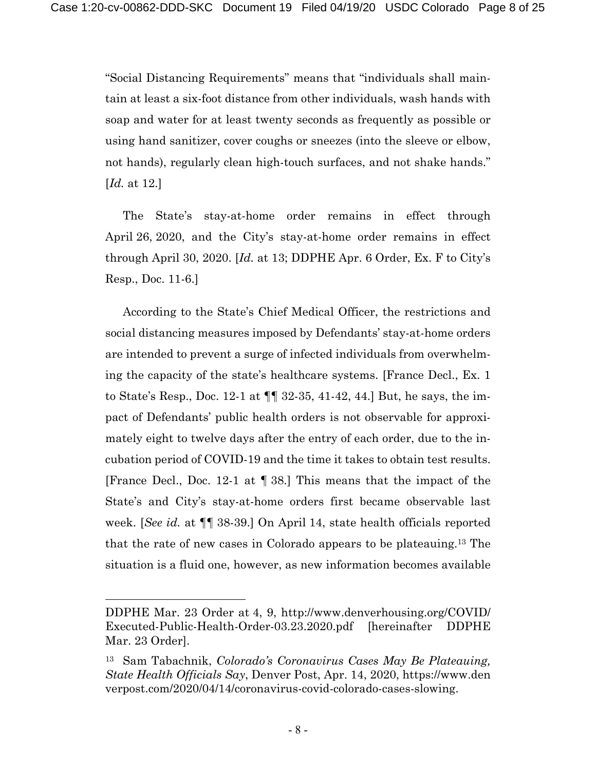"Social Distancing Requirements" means that "individuals shall maintain at least a six-foot distance from other individuals, wash hands with soap and water for at least twenty seconds as frequently as possible or using hand sanitizer, cover coughs or sneezes (into the sleeve or elbow, not hands), regularly clean high-touch surfaces, and not shake hands." [*Id.* at 12.]

The State's stay-at-home order remains in effect through April 26, 2020, and the City's stay-at-home order remains in effect through April 30, 2020. [*Id.* at 13; DDPHE Apr. 6 Order, Ex. F to City's Resp., Doc. 11-6.]

According to the State's Chief Medical Officer, the restrictions and social distancing measures imposed by Defendants' stay-at-home orders are intended to prevent a surge of infected individuals from overwhelming the capacity of the state's healthcare systems. [France Decl., Ex. 1 to State's Resp., Doc. 12-1 at ¶¶ 32-35, 41-42, 44.] But, he says, the impact of Defendants' public health orders is not observable for approximately eight to twelve days after the entry of each order, due to the incubation period of COVID-19 and the time it takes to obtain test results. [France Decl., Doc. 12-1 at ¶ 38.] This means that the impact of the State's and City's stay-at-home orders first became observable last week. [*See id.* at ¶¶ 38-39.] On April 14, state health officials reported that the rate of new cases in Colorado appears to be plateauing.[13] The situation is a fluid one, however, as new information becomes available

---

DDPHE Mar. 23 Order at 4, 9, http://www.denverhousing.org/COVID/Executed-Public-Health-Order-03.23.2020.pdf [hereinafter DDPHE Mar. 23 Order].

[13] Sam Tabachnik, *Colorado's Coronavirus Cases May Be Plateauing, State Health Officials Say*, Denver Post, Apr. 14, 2020, https://www.denverpost.com/2020/04/14/coronavirus-covid-colorado-cases-slowing.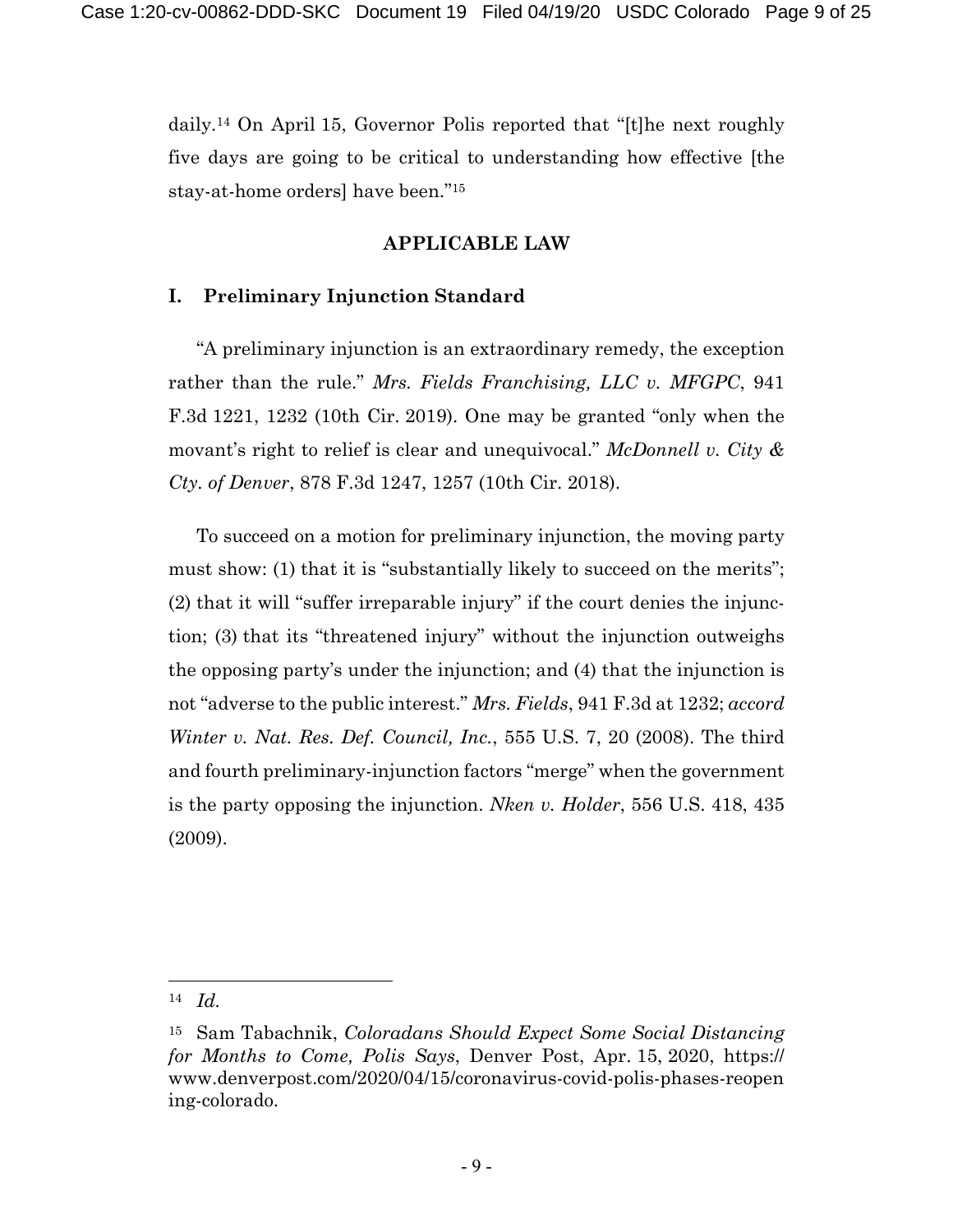daily.[14] On April 15, Governor Polis reported that "[t]he next roughly five days are going to be critical to understanding how effective [the stay-at-home orders] have been."[15]

## APPLICABLE LAW

### I. Preliminary Injunction Standard

"A preliminary injunction is an extraordinary remedy, the exception rather than the rule." *Mrs. Fields Franchising, LLC v. MFGPC*, 941 F.3d 1221, 1232 (10th Cir. 2019). One may be granted "only when the movant's right to relief is clear and unequivocal." *McDonnell v. City & Cty. of Denver*, 878 F.3d 1247, 1257 (10th Cir. 2018).

To succeed on a motion for preliminary injunction, the moving party must show: (1) that it is "substantially likely to succeed on the merits"; (2) that it will "suffer irreparable injury" if the court denies the injunction; (3) that its "threatened injury" without the injunction outweighs the opposing party's under the injunction; and (4) that the injunction is not "adverse to the public interest." *Mrs. Fields*, 941 F.3d at 1232; *accord Winter v. Nat. Res. Def. Council, Inc.*, 555 U.S. 7, 20 (2008). The third and fourth preliminary-injunction factors "merge" when the government is the party opposing the injunction. *Nken v. Holder*, 556 U.S. 418, 435 (2009).

---

[14] *Id.*

[15] Sam Tabachnik, *Coloradans Should Expect Some Social Distancing for Months to Come, Polis Says*, Denver Post, Apr. 15, 2020, https://www.denverpost.com/2020/04/15/coronavirus-covid-polis-phases-reopening-colorado.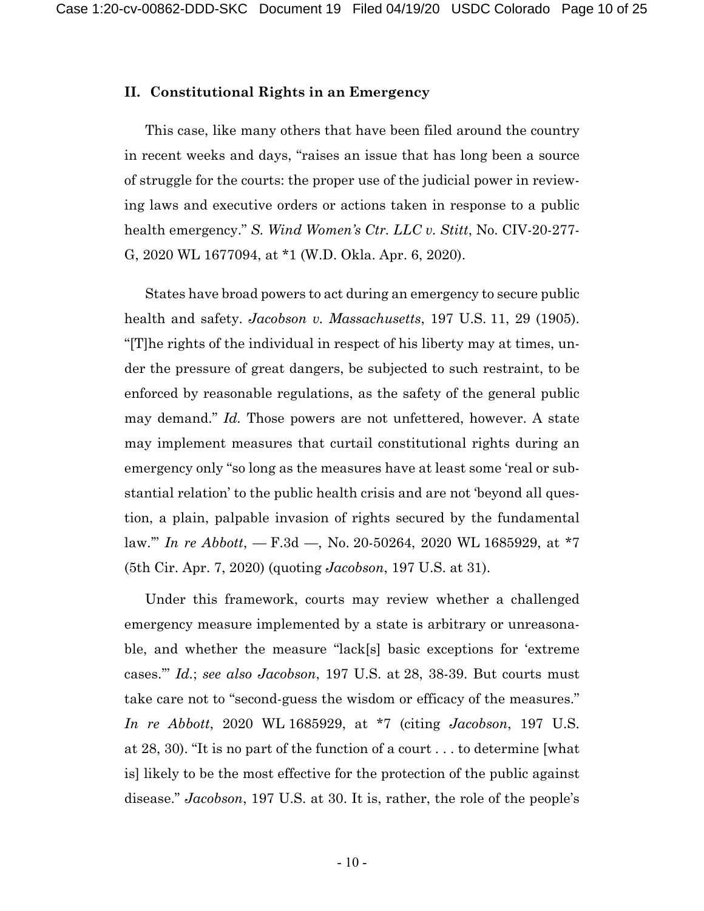## II. Constitutional Rights in an Emergency

This case, like many others that have been filed around the country in recent weeks and days, "raises an issue that has long been a source of struggle for the courts: the proper use of the judicial power in reviewing laws and executive orders or actions taken in response to a public health emergency." *S. Wind Women's Ctr. LLC v. Stitt*, No. CIV-20-277-G, 2020 WL 1677094, at *1 (W.D. Okla. Apr. 6, 2020).

States have broad powers to act during an emergency to secure public health and safety. *Jacobson v. Massachusetts*, 197 U.S. 11, 29 (1905). "[T]he rights of the individual in respect of his liberty may at times, under the pressure of great dangers, be subjected to such restraint, to be enforced by reasonable regulations, as the safety of the general public may demand." *Id.* Those powers are not unfettered, however. A state may implement measures that curtail constitutional rights during an emergency only "so long as the measures have at least some 'real or substantial relation' to the public health crisis and are not 'beyond all question, a plain, palpable invasion of rights secured by the fundamental law.'" *In re Abbott*, — F.3d —, No. 20-50264, 2020 WL 1685929, at *7 (5th Cir. Apr. 7, 2020) (quoting *Jacobson*, 197 U.S. at 31).

Under this framework, courts may review whether a challenged emergency measure implemented by a state is arbitrary or unreasonable, and whether the measure "lack[s] basic exceptions for 'extreme cases.'" *Id.*; *see also Jacobson*, 197 U.S. at 28, 38-39. But courts must take care not to "second-guess the wisdom or efficacy of the measures." *In re Abbott*, 2020 WL 1685929, at *7 (citing *Jacobson*, 197 U.S. at 28, 30). "It is no part of the function of a court . . . to determine [what is] likely to be the most effective for the protection of the public against disease." *Jacobson*, 197 U.S. at 30. It is, rather, the role of the people's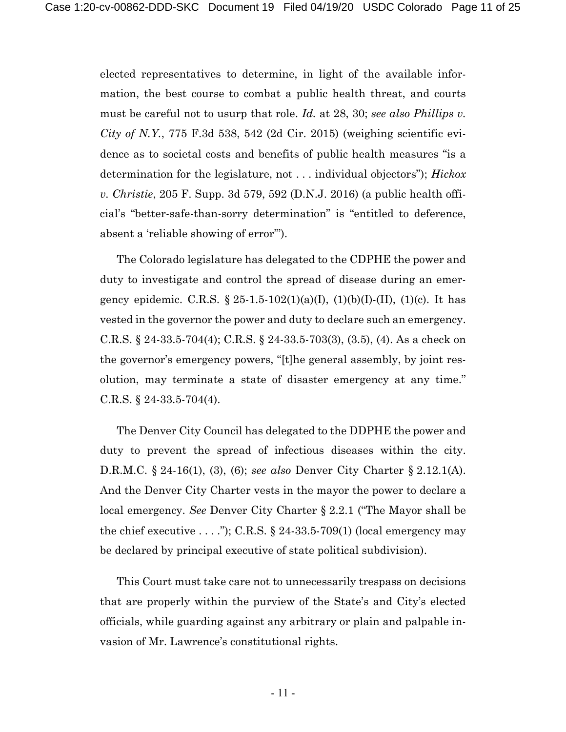elected representatives to determine, in light of the available information, the best course to combat a public health threat, and courts must be careful not to usurp that role. *Id.* at 28, 30; *see also Phillips v. City of N.Y.*, 775 F.3d 538, 542 (2d Cir. 2015) (weighing scientific evidence as to societal costs and benefits of public health measures "is a determination for the legislature, not . . . individual objectors"); *Hickox v. Christie*, 205 F. Supp. 3d 579, 592 (D.N.J. 2016) (a public health official's "better-safe-than-sorry determination" is "entitled to deference, absent a 'reliable showing of error'").

The Colorado legislature has delegated to the CDPHE the power and duty to investigate and control the spread of disease during an emergency epidemic. C.R.S. § 25-1.5-102(1)(a)(I), (1)(b)(I)-(II), (1)(c). It has vested in the governor the power and duty to declare such an emergency. C.R.S. § 24-33.5-704(4); C.R.S. § 24-33.5-703(3), (3.5), (4). As a check on the governor's emergency powers, "[t]he general assembly, by joint resolution, may terminate a state of disaster emergency at any time." C.R.S. § 24-33.5-704(4).

The Denver City Council has delegated to the DDPHE the power and duty to prevent the spread of infectious diseases within the city. D.R.M.C. § 24-16(1), (3), (6); *see also* Denver City Charter § 2.12.1(A). And the Denver City Charter vests in the mayor the power to declare a local emergency. *See* Denver City Charter § 2.2.1 ("The Mayor shall be the chief executive . . . ."); C.R.S. § 24-33.5-709(1) (local emergency may be declared by principal executive of state political subdivision).

This Court must take care not to unnecessarily trespass on decisions that are properly within the purview of the State's and City's elected officials, while guarding against any arbitrary or plain and palpable invasion of Mr. Lawrence's constitutional rights.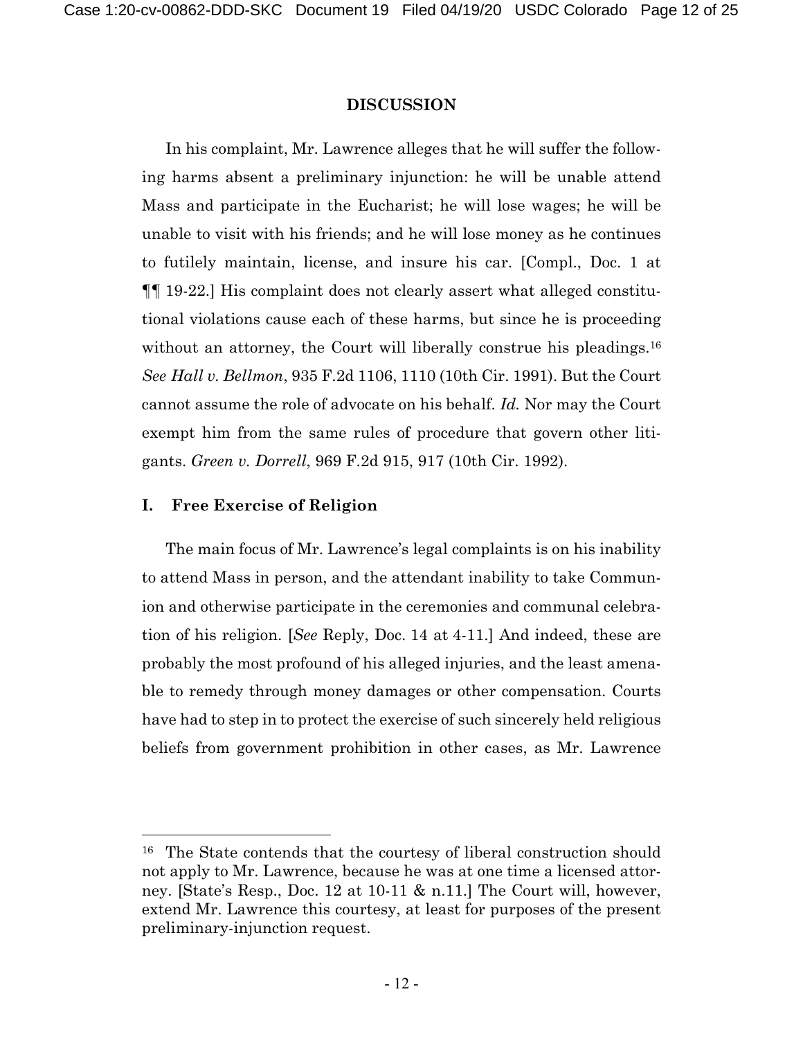**DISCUSSION**

In his complaint, Mr. Lawrence alleges that he will suffer the following harms absent a preliminary injunction: he will be unable attend Mass and participate in the Eucharist; he will lose wages; he will be unable to visit with his friends; and he will lose money as he continues to futilely maintain, license, and insure his car. [Compl., Doc. 1 at ¶¶ 19-22.] His complaint does not clearly assert what alleged constitutional violations cause each of these harms, but since he is proceeding without an attorney, the Court will liberally construe his pleadings.[16] *See Hall v. Bellmon*, 935 F.2d 1106, 1110 (10th Cir. 1991). But the Court cannot assume the role of advocate on his behalf. *Id.* Nor may the Court exempt him from the same rules of procedure that govern other litigants. *Green v. Dorrell*, 969 F.2d 915, 917 (10th Cir. 1992).

## I. Free Exercise of Religion

The main focus of Mr. Lawrence's legal complaints is on his inability to attend Mass in person, and the attendant inability to take Communion and otherwise participate in the ceremonies and communal celebration of his religion. [*See* Reply, Doc. 14 at 4-11.] And indeed, these are probably the most profound of his alleged injuries, and the least amenable to remedy through money damages or other compensation. Courts have had to step in to protect the exercise of such sincerely held religious beliefs from government prohibition in other cases, as Mr. Lawrence

---

[16] The State contends that the courtesy of liberal construction should not apply to Mr. Lawrence, because he was at one time a licensed attorney. [State's Resp., Doc. 12 at 10-11 & n.11.] The Court will, however, extend Mr. Lawrence this courtesy, at least for purposes of the present preliminary-injunction request.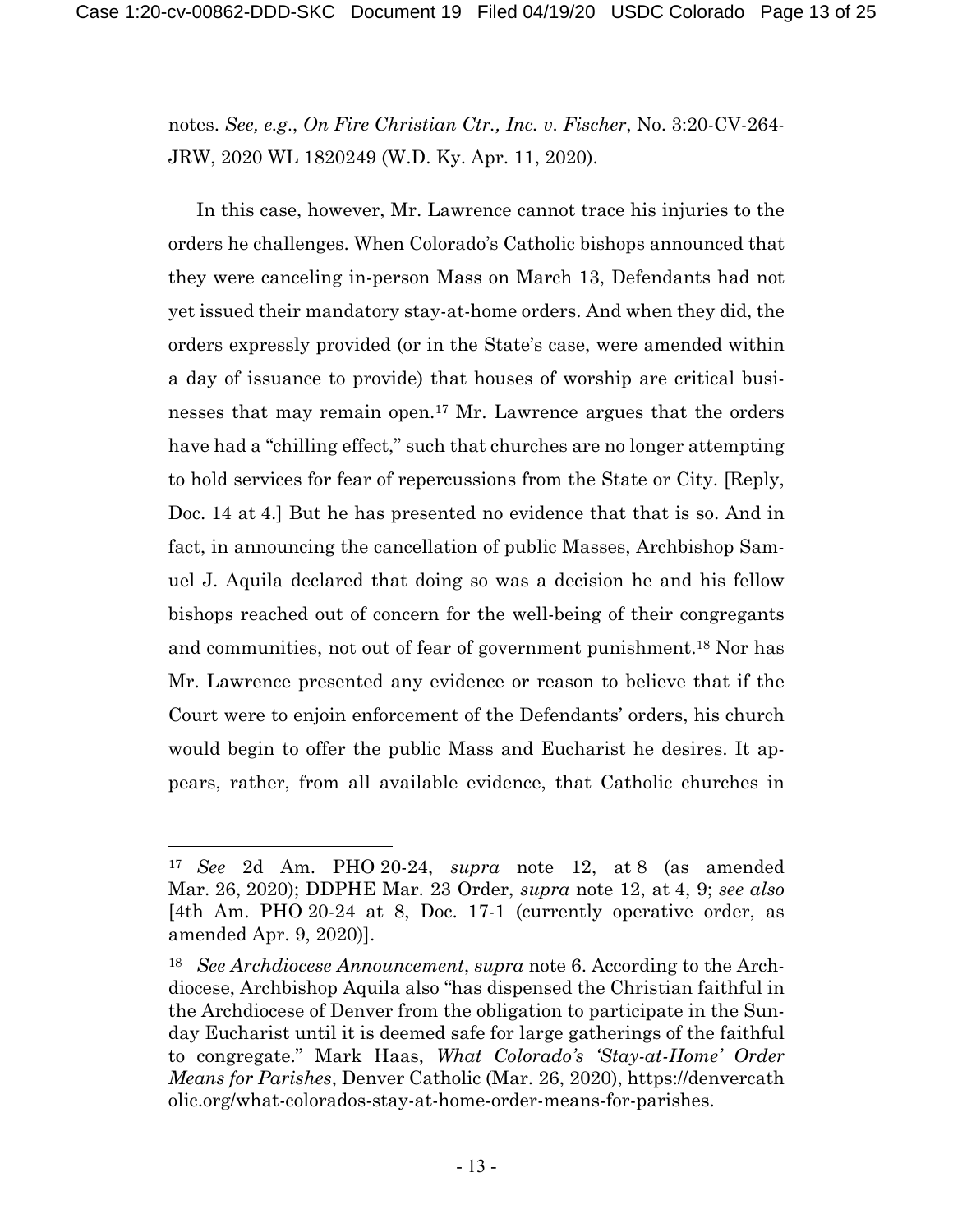notes. *See, e.g.*, *On Fire Christian Ctr., Inc. v. Fischer*, No. 3:20-CV-264-JRW, 2020 WL 1820249 (W.D. Ky. Apr. 11, 2020).

In this case, however, Mr. Lawrence cannot trace his injuries to the orders he challenges. When Colorado's Catholic bishops announced that they were canceling in-person Mass on March 13, Defendants had not yet issued their mandatory stay-at-home orders. And when they did, the orders expressly provided (or in the State's case, were amended within a day of issuance to provide) that houses of worship are critical businesses that may remain open.[17] Mr. Lawrence argues that the orders have had a "chilling effect," such that churches are no longer attempting to hold services for fear of repercussions from the State or City. [Reply, Doc. 14 at 4.] But he has presented no evidence that that is so. And in fact, in announcing the cancellation of public Masses, Archbishop Samuel J. Aquila declared that doing so was a decision he and his fellow bishops reached out of concern for the well-being of their congregants and communities, not out of fear of government punishment.[18] Nor has Mr. Lawrence presented any evidence or reason to believe that if the Court were to enjoin enforcement of the Defendants' orders, his church would begin to offer the public Mass and Eucharist he desires. It appears, rather, from all available evidence, that Catholic churches in

---

[17] *See* 2d Am. PHO 20-24, *supra* note 12, at 8 (as amended Mar. 26, 2020); DDPHE Mar. 23 Order, *supra* note 12, at 4, 9; *see also* [4th Am. PHO 20-24 at 8, Doc. 17-1 (currently operative order, as amended Apr. 9, 2020)].

[18] *See Archdiocese Announcement*, *supra* note 6. According to the Archdiocese, Archbishop Aquila also "has dispensed the Christian faithful in the Archdiocese of Denver from the obligation to participate in the Sunday Eucharist until it is deemed safe for large gatherings of the faithful to congregate." Mark Haas, *What Colorado's 'Stay-at-Home' Order Means for Parishes*, Denver Catholic (Mar. 26, 2020), https://denvercatholic.org/what-colorados-stay-at-home-order-means-for-parishes.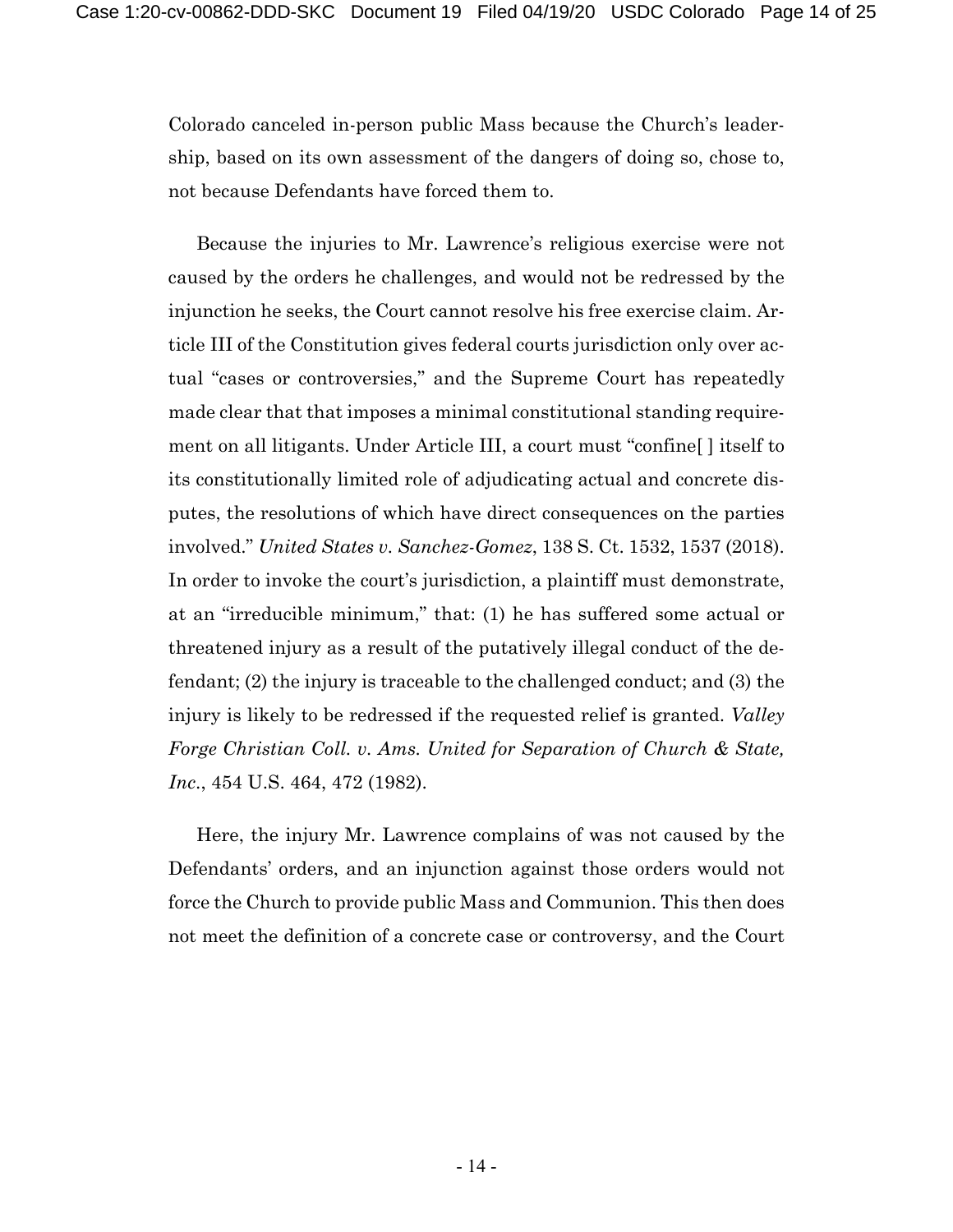Colorado canceled in-person public Mass because the Church's leadership, based on its own assessment of the dangers of doing so, chose to, not because Defendants have forced them to.

Because the injuries to Mr. Lawrence's religious exercise were not caused by the orders he challenges, and would not be redressed by the injunction he seeks, the Court cannot resolve his free exercise claim. Article III of the Constitution gives federal courts jurisdiction only over actual "cases or controversies," and the Supreme Court has repeatedly made clear that that imposes a minimal constitutional standing requirement on all litigants. Under Article III, a court must "confine[ ] itself to its constitutionally limited role of adjudicating actual and concrete disputes, the resolutions of which have direct consequences on the parties involved." *United States v. Sanchez-Gomez*, 138 S. Ct. 1532, 1537 (2018). In order to invoke the court's jurisdiction, a plaintiff must demonstrate, at an "irreducible minimum," that: (1) he has suffered some actual or threatened injury as a result of the putatively illegal conduct of the defendant; (2) the injury is traceable to the challenged conduct; and (3) the injury is likely to be redressed if the requested relief is granted. *Valley Forge Christian Coll. v. Ams. United for Separation of Church & State, Inc.*, 454 U.S. 464, 472 (1982).

Here, the injury Mr. Lawrence complains of was not caused by the Defendants' orders, and an injunction against those orders would not force the Church to provide public Mass and Communion. This then does not meet the definition of a concrete case or controversy, and the Court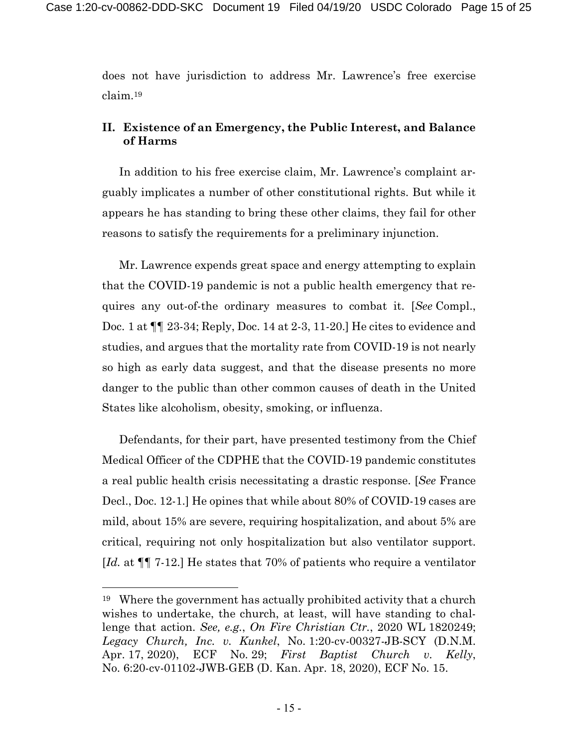does not have jurisdiction to address Mr. Lawrence's free exercise claim.[19]

## II. Existence of an Emergency, the Public Interest, and Balance of Harms

In addition to his free exercise claim, Mr. Lawrence's complaint arguably implicates a number of other constitutional rights. But while it appears he has standing to bring these other claims, they fail for other reasons to satisfy the requirements for a preliminary injunction.

Mr. Lawrence expends great space and energy attempting to explain that the COVID-19 pandemic is not a public health emergency that requires any out-of-the ordinary measures to combat it. [*See* Compl., Doc. 1 at ¶¶ 23-34; Reply, Doc. 14 at 2-3, 11-20.] He cites to evidence and studies, and argues that the mortality rate from COVID-19 is not nearly so high as early data suggest, and that the disease presents no more danger to the public than other common causes of death in the United States like alcoholism, obesity, smoking, or influenza.

Defendants, for their part, have presented testimony from the Chief Medical Officer of the CDPHE that the COVID-19 pandemic constitutes a real public health crisis necessitating a drastic response. [*See* France Decl., Doc. 12-1.] He opines that while about 80% of COVID-19 cases are mild, about 15% are severe, requiring hospitalization, and about 5% are critical, requiring not only hospitalization but also ventilator support. [*Id.* at ¶¶ 7-12.] He states that 70% of patients who require a ventilator

---

[19] Where the government has actually prohibited activity that a church wishes to undertake, the church, at least, will have standing to challenge that action. *See, e.g.*, *On Fire Christian Ctr.*, 2020 WL 1820249; *Legacy Church, Inc. v. Kunkel*, No. 1:20-cv-00327-JB-SCY (D.N.M. Apr. 17, 2020), ECF No. 29; *First Baptist Church v. Kelly*, No. 6:20-cv-01102-JWB-GEB (D. Kan. Apr. 18, 2020), ECF No. 15.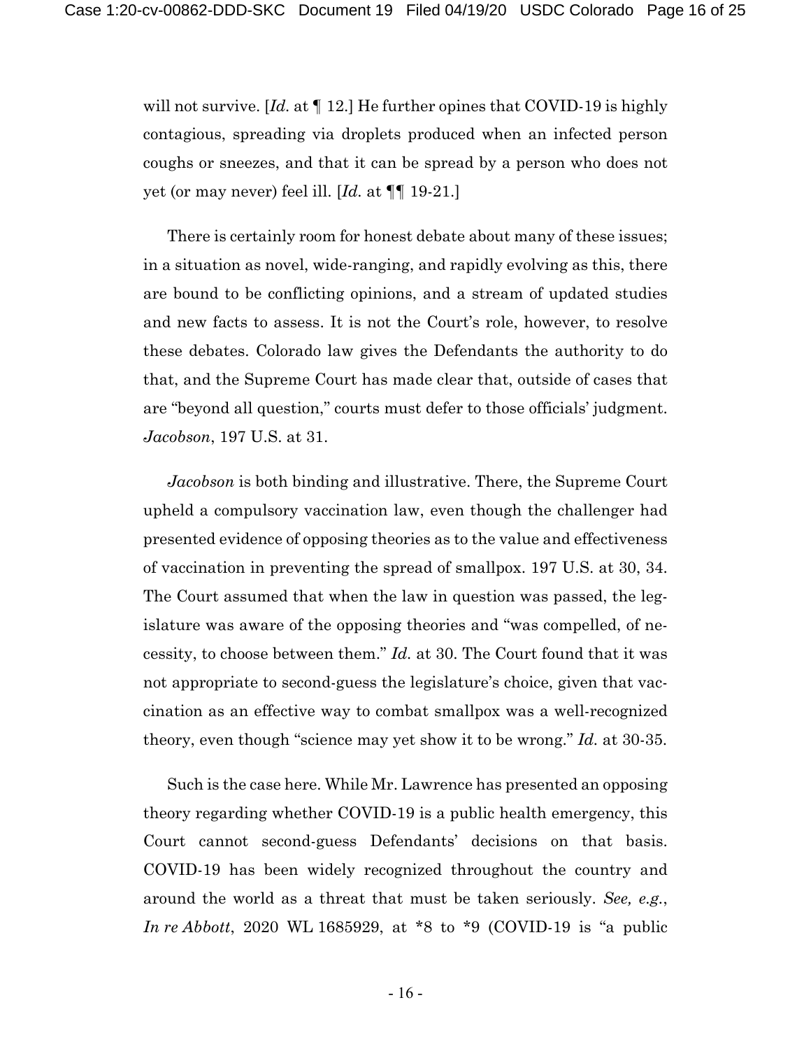will not survive. [*Id.* at ¶ 12.] He further opines that COVID-19 is highly contagious, spreading via droplets produced when an infected person coughs or sneezes, and that it can be spread by a person who does not yet (or may never) feel ill. [*Id.* at ¶¶ 19-21.]

There is certainly room for honest debate about many of these issues; in a situation as novel, wide-ranging, and rapidly evolving as this, there are bound to be conflicting opinions, and a stream of updated studies and new facts to assess. It is not the Court's role, however, to resolve these debates. Colorado law gives the Defendants the authority to do that, and the Supreme Court has made clear that, outside of cases that are "beyond all question," courts must defer to those officials' judgment. *Jacobson*, 197 U.S. at 31.

*Jacobson* is both binding and illustrative. There, the Supreme Court upheld a compulsory vaccination law, even though the challenger had presented evidence of opposing theories as to the value and effectiveness of vaccination in preventing the spread of smallpox. 197 U.S. at 30, 34. The Court assumed that when the law in question was passed, the legislature was aware of the opposing theories and "was compelled, of necessity, to choose between them." *Id.* at 30. The Court found that it was not appropriate to second-guess the legislature's choice, given that vaccination as an effective way to combat smallpox was a well-recognized theory, even though "science may yet show it to be wrong." *Id.* at 30-35.

Such is the case here. While Mr. Lawrence has presented an opposing theory regarding whether COVID-19 is a public health emergency, this Court cannot second-guess Defendants' decisions on that basis. COVID-19 has been widely recognized throughout the country and around the world as a threat that must be taken seriously. *See, e.g.*, *In re Abbott*, 2020 WL 1685929, at *8 to *9 (COVID-19 is "a public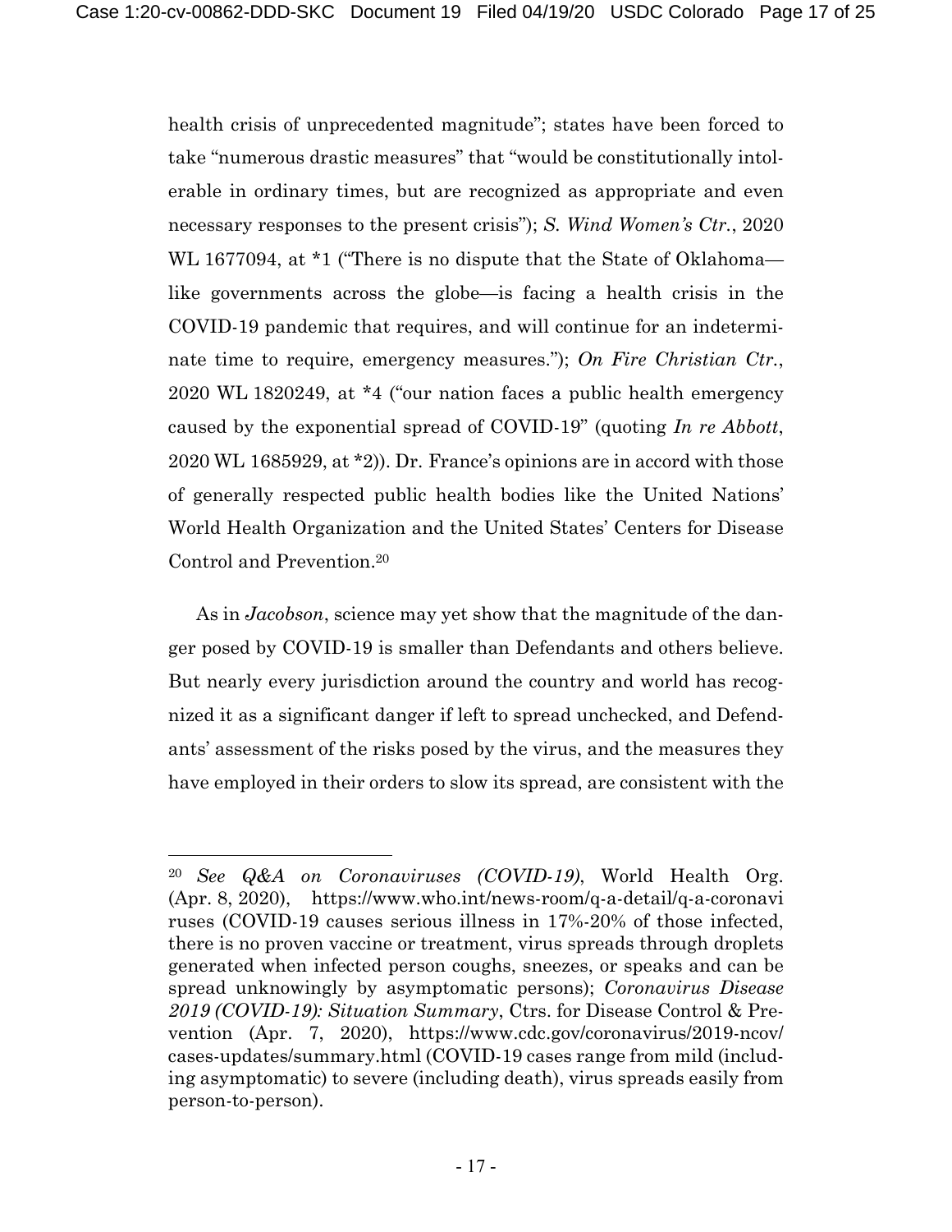health crisis of unprecedented magnitude"; states have been forced to take "numerous drastic measures" that "would be constitutionally intolerable in ordinary times, but are recognized as appropriate and even necessary responses to the present crisis"); *S. Wind Women's Ctr.*, 2020 WL 1677094, at *1 ("There is no dispute that the State of Oklahoma—like governments across the globe—is facing a health crisis in the COVID-19 pandemic that requires, and will continue for an indeterminate time to require, emergency measures."); *On Fire Christian Ctr.*, 2020 WL 1820249, at *4 ("our nation faces a public health emergency caused by the exponential spread of COVID-19" (quoting *In re Abbott*, 2020 WL 1685929, at *2)). Dr. France's opinions are in accord with those of generally respected public health bodies like the United Nations' World Health Organization and the United States' Centers for Disease Control and Prevention.[20]

As in *Jacobson*, science may yet show that the magnitude of the danger posed by COVID-19 is smaller than Defendants and others believe. But nearly every jurisdiction around the country and world has recognized it as a significant danger if left to spread unchecked, and Defendants' assessment of the risks posed by the virus, and the measures they have employed in their orders to slow its spread, are consistent with the

---

[20] *See Q&A on Coronaviruses (COVID-19)*, World Health Org. (Apr. 8, 2020), https://www.who.int/news-room/q-a-detail/q-a-coronaviruses (COVID-19 causes serious illness in 17%-20% of those infected, there is no proven vaccine or treatment, virus spreads through droplets generated when infected person coughs, sneezes, or speaks and can be spread unknowingly by asymptomatic persons); *Coronavirus Disease 2019 (COVID-19): Situation Summary*, Ctrs. for Disease Control & Prevention (Apr. 7, 2020), https://www.cdc.gov/coronavirus/2019-ncov/cases-updates/summary.html (COVID-19 cases range from mild (including asymptomatic) to severe (including death), virus spreads easily from person-to-person).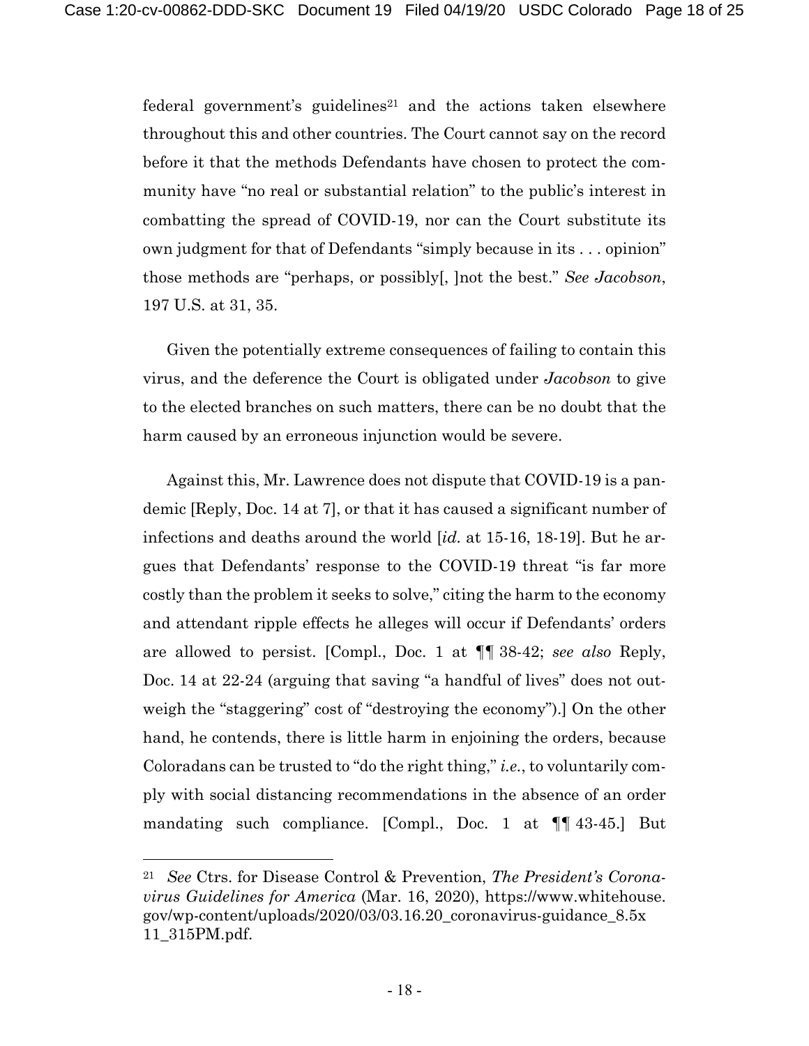federal government's guidelines[21] and the actions taken elsewhere throughout this and other countries. The Court cannot say on the record before it that the methods Defendants have chosen to protect the community have "no real or substantial relation" to the public's interest in combatting the spread of COVID-19, nor can the Court substitute its own judgment for that of Defendants "simply because in its . . . opinion" those methods are "perhaps, or possibly[, ]not the best." *See Jacobson*, 197 U.S. at 31, 35.

Given the potentially extreme consequences of failing to contain this virus, and the deference the Court is obligated under *Jacobson* to give to the elected branches on such matters, there can be no doubt that the harm caused by an erroneous injunction would be severe.

Against this, Mr. Lawrence does not dispute that COVID-19 is a pandemic [Reply, Doc. 14 at 7], or that it has caused a significant number of infections and deaths around the world [*id.* at 15-16, 18-19]. But he argues that Defendants' response to the COVID-19 threat "is far more costly than the problem it seeks to solve," citing the harm to the economy and attendant ripple effects he alleges will occur if Defendants' orders are allowed to persist. [Compl., Doc. 1 at ¶¶ 38-42; *see also* Reply, Doc. 14 at 22-24 (arguing that saving "a handful of lives" does not outweigh the "staggering" cost of "destroying the economy").] On the other hand, he contends, there is little harm in enjoining the orders, because Coloradans can be trusted to "do the right thing," *i.e.*, to voluntarily comply with social distancing recommendations in the absence of an order mandating such compliance. [Compl., Doc. 1 at ¶¶ 43-45.] But

---

[21] *See* Ctrs. for Disease Control & Prevention, *The President's Coronavirus Guidelines for America* (Mar. 16, 2020), https://www.whitehouse.gov/wp-content/uploads/2020/03/03.16.20_coronavirus-guidance_8.5x11_315PM.pdf.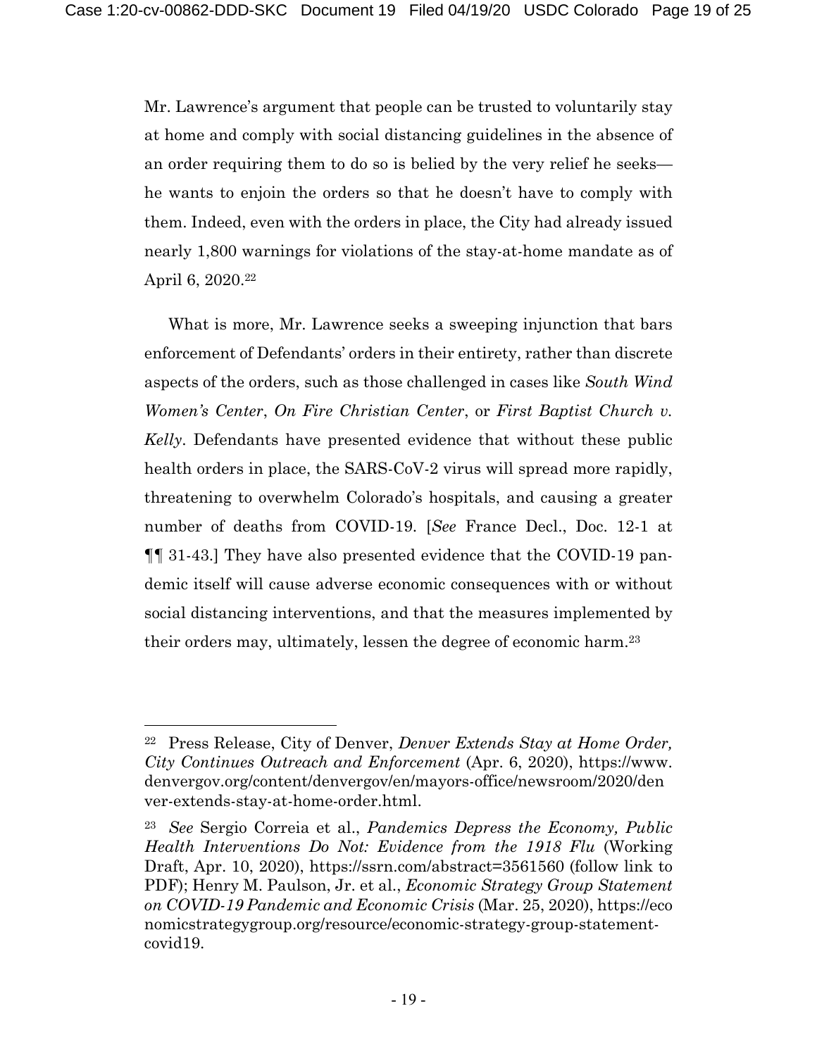Mr. Lawrence's argument that people can be trusted to voluntarily stay at home and comply with social distancing guidelines in the absence of an order requiring them to do so is belied by the very relief he seeks—he wants to enjoin the orders so that he doesn't have to comply with them. Indeed, even with the orders in place, the City had already issued nearly 1,800 warnings for violations of the stay-at-home mandate as of April 6, 2020.[22]

What is more, Mr. Lawrence seeks a sweeping injunction that bars enforcement of Defendants' orders in their entirety, rather than discrete aspects of the orders, such as those challenged in cases like *South Wind Women's Center*, *On Fire Christian Center*, or *First Baptist Church v. Kelly*. Defendants have presented evidence that without these public health orders in place, the SARS-CoV-2 virus will spread more rapidly, threatening to overwhelm Colorado's hospitals, and causing a greater number of deaths from COVID-19. [*See* France Decl., Doc. 12-1 at ¶¶ 31-43.] They have also presented evidence that the COVID-19 pandemic itself will cause adverse economic consequences with or without social distancing interventions, and that the measures implemented by their orders may, ultimately, lessen the degree of economic harm.[23]

---

[22] Press Release, City of Denver, *Denver Extends Stay at Home Order, City Continues Outreach and Enforcement* (Apr. 6, 2020), https://www.denvergov.org/content/denvergov/en/mayors-office/newsroom/2020/denver-extends-stay-at-home-order.html.

[23] *See* Sergio Correia et al., *Pandemics Depress the Economy, Public Health Interventions Do Not: Evidence from the 1918 Flu* (Working Draft, Apr. 10, 2020), https://ssrn.com/abstract=3561560 (follow link to PDF); Henry M. Paulson, Jr. et al., *Economic Strategy Group Statement on COVID-19 Pandemic and Economic Crisis* (Mar. 25, 2020), https://economicstrategygroup.org/resource/economic-strategy-group-statement-covid19.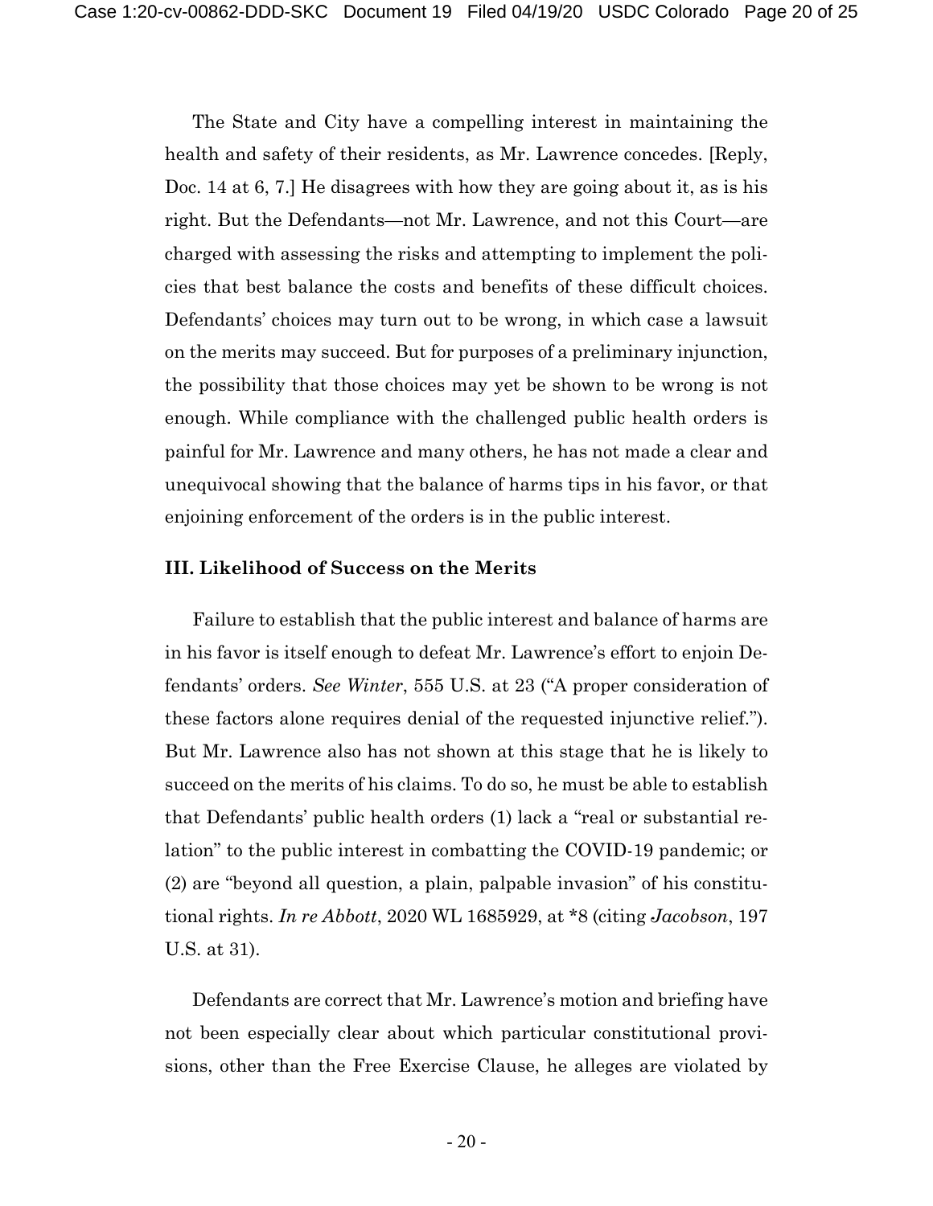The State and City have a compelling interest in maintaining the health and safety of their residents, as Mr. Lawrence concedes. [Reply, Doc. 14 at 6, 7.] He disagrees with how they are going about it, as is his right. But the Defendants—not Mr. Lawrence, and not this Court—are charged with assessing the risks and attempting to implement the policies that best balance the costs and benefits of these difficult choices. Defendants' choices may turn out to be wrong, in which case a lawsuit on the merits may succeed. But for purposes of a preliminary injunction, the possibility that those choices may yet be shown to be wrong is not enough. While compliance with the challenged public health orders is painful for Mr. Lawrence and many others, he has not made a clear and unequivocal showing that the balance of harms tips in his favor, or that enjoining enforcement of the orders is in the public interest.

### III. Likelihood of Success on the Merits

Failure to establish that the public interest and balance of harms are in his favor is itself enough to defeat Mr. Lawrence's effort to enjoin Defendants' orders. *See Winter*, 555 U.S. at 23 ("A proper consideration of these factors alone requires denial of the requested injunctive relief."). But Mr. Lawrence also has not shown at this stage that he is likely to succeed on the merits of his claims. To do so, he must be able to establish that Defendants' public health orders (1) lack a "real or substantial relation" to the public interest in combatting the COVID-19 pandemic; or (2) are "beyond all question, a plain, palpable invasion" of his constitutional rights. *In re Abbott*, 2020 WL 1685929, at *8 (citing *Jacobson*, 197 U.S. at 31).

Defendants are correct that Mr. Lawrence's motion and briefing have not been especially clear about which particular constitutional provisions, other than the Free Exercise Clause, he alleges are violated by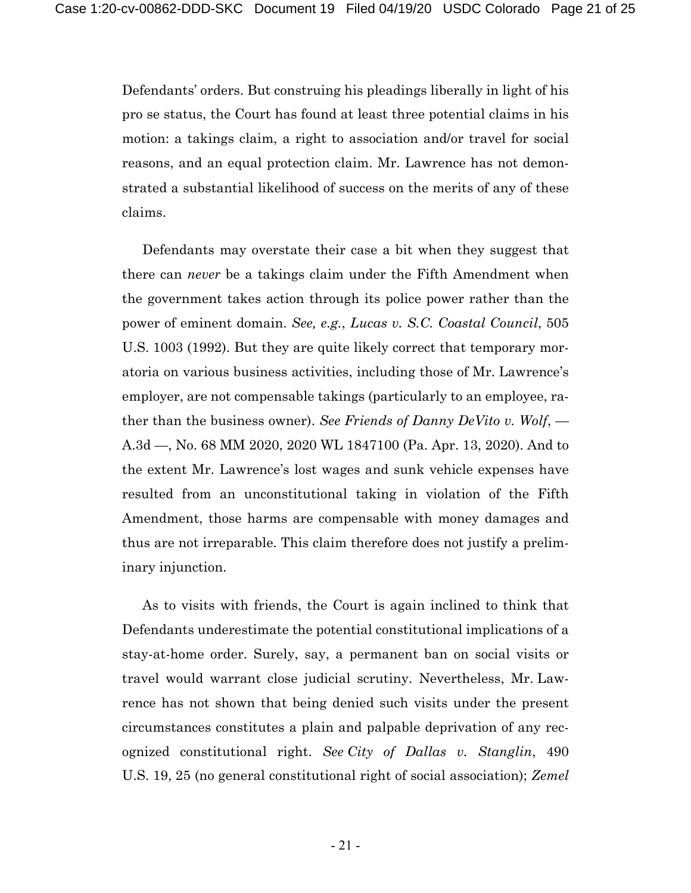Defendants' orders. But construing his pleadings liberally in light of his pro se status, the Court has found at least three potential claims in his motion: a takings claim, a right to association and/or travel for social reasons, and an equal protection claim. Mr. Lawrence has not demonstrated a substantial likelihood of success on the merits of any of these claims.

Defendants may overstate their case a bit when they suggest that there can *never* be a takings claim under the Fifth Amendment when the government takes action through its police power rather than the power of eminent domain. *See, e.g.*, *Lucas v. S.C. Coastal Council*, 505 U.S. 1003 (1992). But they are quite likely correct that temporary moratoria on various business activities, including those of Mr. Lawrence's employer, are not compensable takings (particularly to an employee, rather than the business owner). *See Friends of Danny DeVito v. Wolf*, — A.3d —, No. 68 MM 2020, 2020 WL 1847100 (Pa. Apr. 13, 2020). And to the extent Mr. Lawrence's lost wages and sunk vehicle expenses have resulted from an unconstitutional taking in violation of the Fifth Amendment, those harms are compensable with money damages and thus are not irreparable. This claim therefore does not justify a preliminary injunction.

As to visits with friends, the Court is again inclined to think that Defendants underestimate the potential constitutional implications of a stay-at-home order. Surely, say, a permanent ban on social visits or travel would warrant close judicial scrutiny. Nevertheless, Mr. Lawrence has not shown that being denied such visits under the present circumstances constitutes a plain and palpable deprivation of any recognized constitutional right. *See City of Dallas v. Stanglin*, 490 U.S. 19, 25 (no general constitutional right of social association); *Zemel*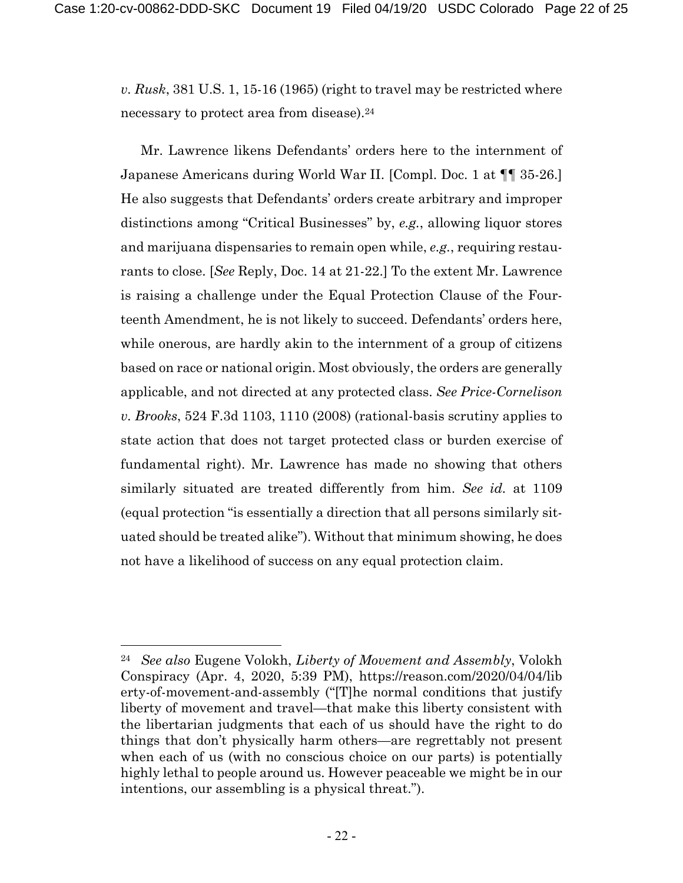*v. Rusk*, 381 U.S. 1, 15-16 (1965) (right to travel may be restricted where necessary to protect area from disease).[24]

Mr. Lawrence likens Defendants' orders here to the internment of Japanese Americans during World War II. [Compl. Doc. 1 at ¶¶ 35-26.] He also suggests that Defendants' orders create arbitrary and improper distinctions among "Critical Businesses" by, *e.g.*, allowing liquor stores and marijuana dispensaries to remain open while, *e.g.*, requiring restaurants to close. [*See* Reply, Doc. 14 at 21-22.] To the extent Mr. Lawrence is raising a challenge under the Equal Protection Clause of the Fourteenth Amendment, he is not likely to succeed. Defendants' orders here, while onerous, are hardly akin to the internment of a group of citizens based on race or national origin. Most obviously, the orders are generally applicable, and not directed at any protected class. *See Price-Cornelison v. Brooks*, 524 F.3d 1103, 1110 (2008) (rational-basis scrutiny applies to state action that does not target protected class or burden exercise of fundamental right). Mr. Lawrence has made no showing that others similarly situated are treated differently from him. *See id.* at 1109 (equal protection "is essentially a direction that all persons similarly situated should be treated alike"). Without that minimum showing, he does not have a likelihood of success on any equal protection claim.

---

[24] *See also* Eugene Volokh, *Liberty of Movement and Assembly*, Volokh Conspiracy (Apr. 4, 2020, 5:39 PM), https://reason.com/2020/04/04/liberty-of-movement-and-assembly ("[T]he normal conditions that justify liberty of movement and travel—that make this liberty consistent with the libertarian judgments that each of us should have the right to do things that don't physically harm others—are regrettably not present when each of us (with no conscious choice on our parts) is potentially highly lethal to people around us. However peaceable we might be in our intentions, our assembling is a physical threat.").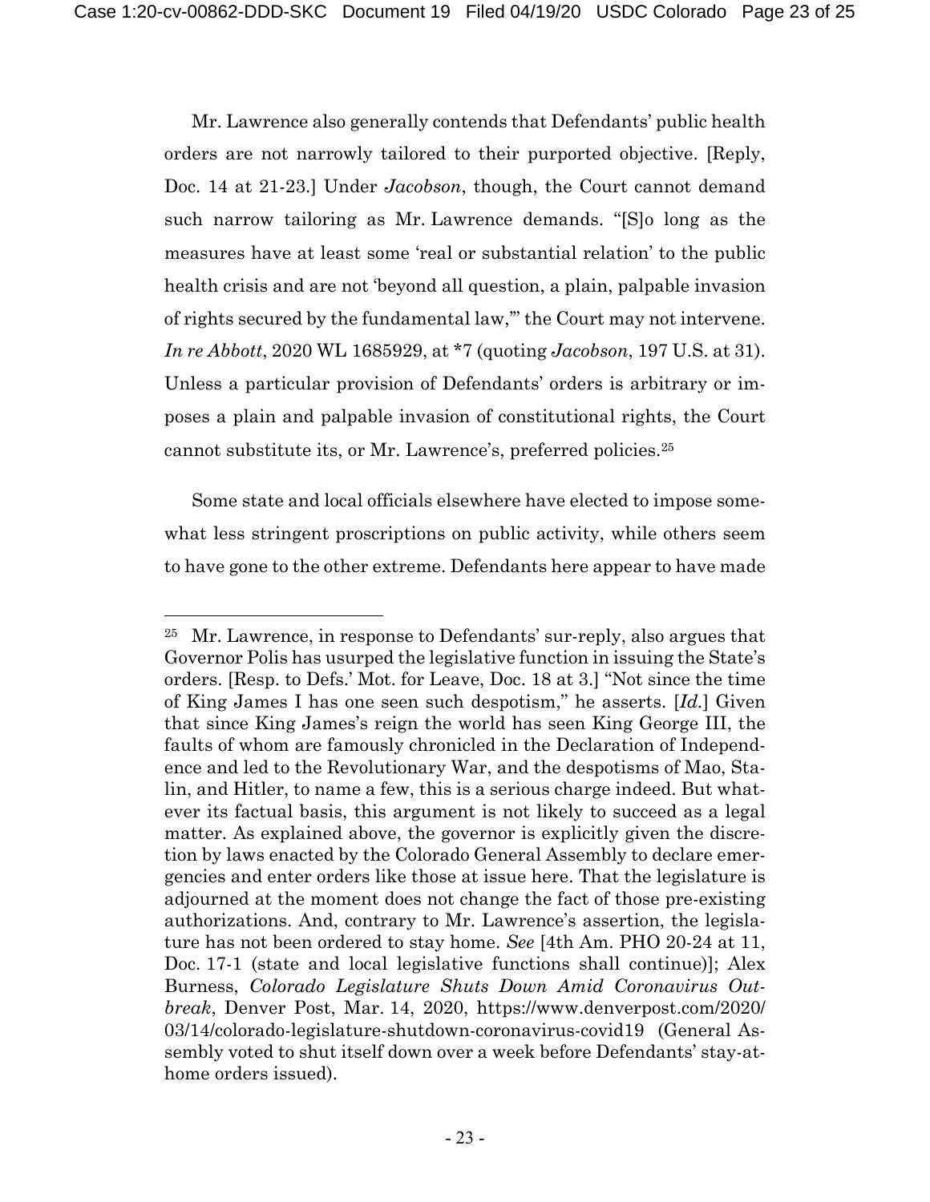Mr. Lawrence also generally contends that Defendants' public health orders are not narrowly tailored to their purported objective. [Reply, Doc. 14 at 21-23.] Under *Jacobson*, though, the Court cannot demand such narrow tailoring as Mr. Lawrence demands. "[S]o long as the measures have at least some 'real or substantial relation' to the public health crisis and are not 'beyond all question, a plain, palpable invasion of rights secured by the fundamental law,'" the Court may not intervene. *In re Abbott*, 2020 WL 1685929, at *7 (quoting *Jacobson*, 197 U.S. at 31). Unless a particular provision of Defendants' orders is arbitrary or imposes a plain and palpable invasion of constitutional rights, the Court cannot substitute its, or Mr. Lawrence's, preferred policies.[25]

Some state and local officials elsewhere have elected to impose somewhat less stringent proscriptions on public activity, while others seem to have gone to the other extreme. Defendants here appear to have made

---

[25] Mr. Lawrence, in response to Defendants' sur-reply, also argues that Governor Polis has usurped the legislative function in issuing the State's orders. [Resp. to Defs.' Mot. for Leave, Doc. 18 at 3.] "Not since the time of King James I has one seen such despotism," he asserts. [*Id.*] Given that since King James's reign the world has seen King George III, the faults of whom are famously chronicled in the Declaration of Independence and led to the Revolutionary War, and the despotisms of Mao, Stalin, and Hitler, to name a few, this is a serious charge indeed. But whatever its factual basis, this argument is not likely to succeed as a legal matter. As explained above, the governor is explicitly given the discretion by laws enacted by the Colorado General Assembly to declare emergencies and enter orders like those at issue here. That the legislature is adjourned at the moment does not change the fact of those pre-existing authorizations. And, contrary to Mr. Lawrence's assertion, the legislature has not been ordered to stay home. *See* [4th Am. PHO 20-24 at 11, Doc. 17-1 (state and local legislative functions shall continue)]; Alex Burness, *Colorado Legislature Shuts Down Amid Coronavirus Outbreak*, Denver Post, Mar. 14, 2020, https://www.denverpost.com/2020/03/14/colorado-legislature-shutdown-coronavirus-covid19 (General Assembly voted to shut itself down over a week before Defendants' stay-at-home orders issued).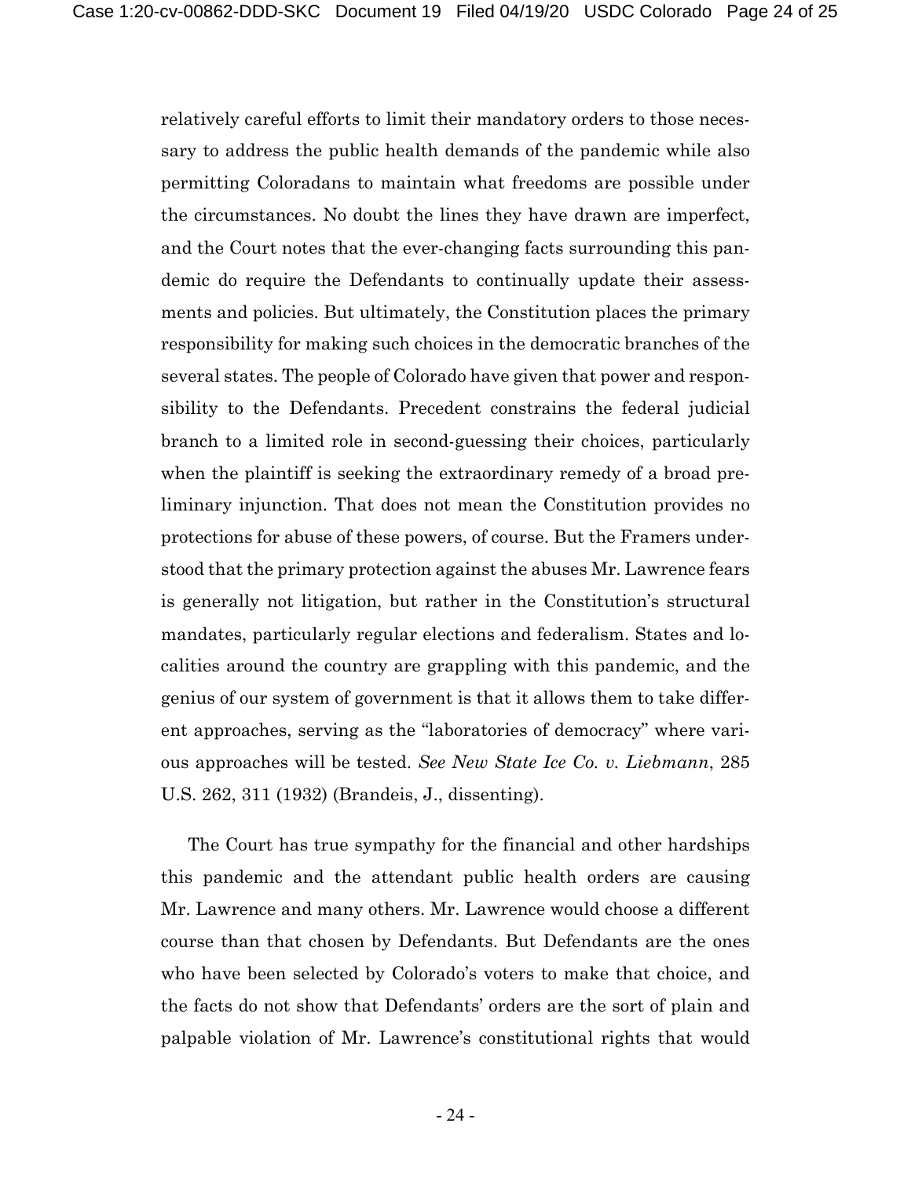relatively careful efforts to limit their mandatory orders to those necessary to address the public health demands of the pandemic while also permitting Coloradans to maintain what freedoms are possible under the circumstances. No doubt the lines they have drawn are imperfect, and the Court notes that the ever-changing facts surrounding this pandemic do require the Defendants to continually update their assessments and policies. But ultimately, the Constitution places the primary responsibility for making such choices in the democratic branches of the several states. The people of Colorado have given that power and responsibility to the Defendants. Precedent constrains the federal judicial branch to a limited role in second-guessing their choices, particularly when the plaintiff is seeking the extraordinary remedy of a broad preliminary injunction. That does not mean the Constitution provides no protections for abuse of these powers, of course. But the Framers understood that the primary protection against the abuses Mr. Lawrence fears is generally not litigation, but rather in the Constitution's structural mandates, particularly regular elections and federalism. States and localities around the country are grappling with this pandemic, and the genius of our system of government is that it allows them to take different approaches, serving as the "laboratories of democracy" where various approaches will be tested. *See New State Ice Co. v. Liebmann*, 285 U.S. 262, 311 (1932) (Brandeis, J., dissenting).

The Court has true sympathy for the financial and other hardships this pandemic and the attendant public health orders are causing Mr. Lawrence and many others. Mr. Lawrence would choose a different course than that chosen by Defendants. But Defendants are the ones who have been selected by Colorado's voters to make that choice, and the facts do not show that Defendants' orders are the sort of plain and palpable violation of Mr. Lawrence's constitutional rights that would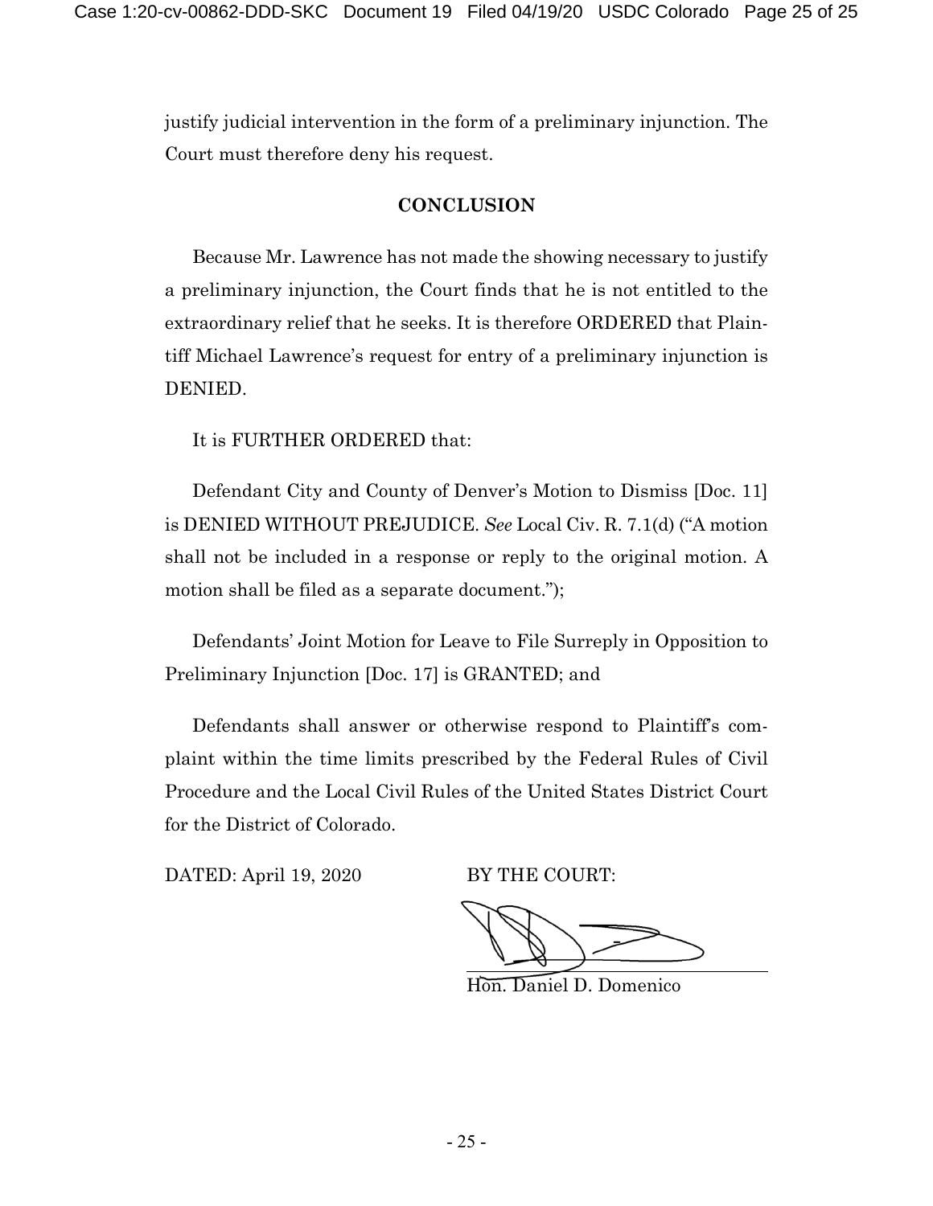justify judicial intervention in the form of a preliminary injunction. The Court must therefore deny his request.

## CONCLUSION

Because Mr. Lawrence has not made the showing necessary to justify a preliminary injunction, the Court finds that he is not entitled to the extraordinary relief that he seeks. It is therefore ORDERED that Plaintiff Michael Lawrence's request for entry of a preliminary injunction is DENIED.

It is FURTHER ORDERED that:

Defendant City and County of Denver's Motion to Dismiss [Doc. 11] is DENIED WITHOUT PREJUDICE. *See* Local Civ. R. 7.1(d) ("A motion shall not be included in a response or reply to the original motion. A motion shall be filed as a separate document.");

Defendants' Joint Motion for Leave to File Surreply in Opposition to Preliminary Injunction [Doc. 17] is GRANTED; and

Defendants shall answer or otherwise respond to Plaintiff's complaint within the time limits prescribed by the Federal Rules of Civil Procedure and the Local Civil Rules of the United States District Court for the District of Colorado.

DATED: April 19, 2020

BY THE COURT:

Hon. Daniel D. Domenico